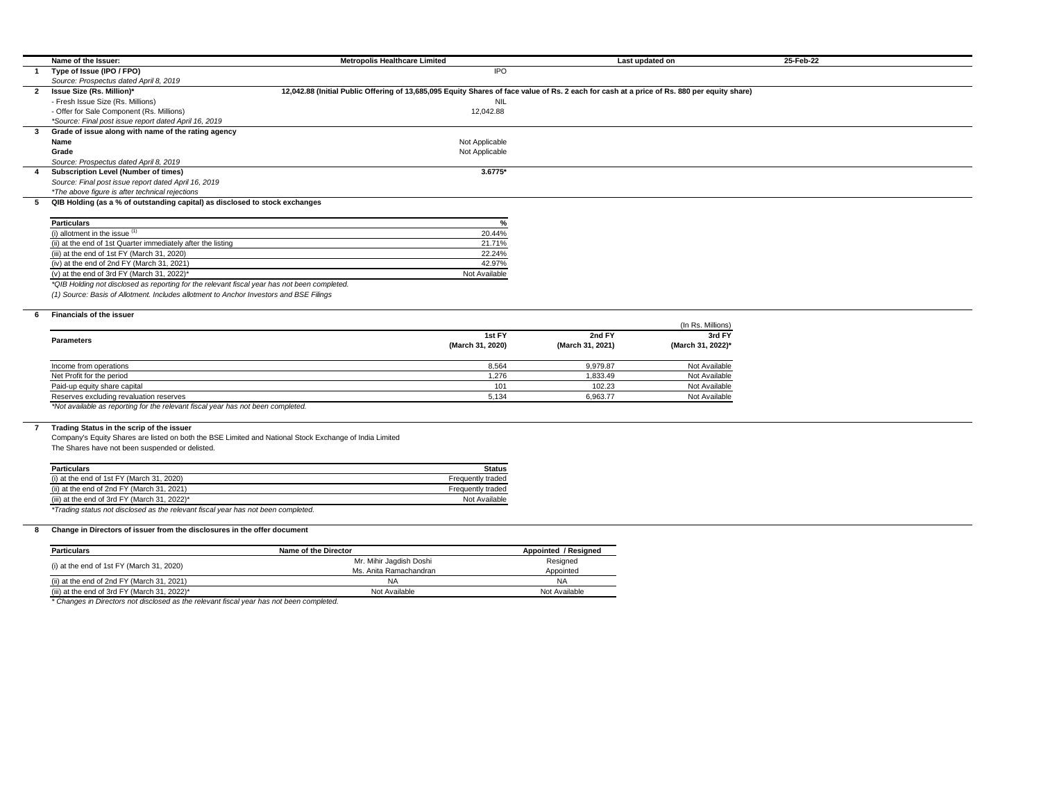| | Name of the Issuer: | Metropolis Healthcare Limited | Last updated on | 25-Feb-22 |
|---|---|---|---|---|

**1 Type of Issue (IPO / FPO)** IPO

*Source: Prospectus dated April 8, 2019*

**2 Issue Size (Rs. Million)*** **12,042.88 (Initial Public Offering of 13,685,095 Equity Shares of face value of Rs. 2 each for cash at a price of Rs. 880 per equity share)**

| | |
|---|---|
| - Fresh Issue Size (Rs. Millions) | NIL |
| - Offer for Sale Component (Rs. Millions) | 12,042.88 |

*\*Source: Final post issue report dated April 16, 2019*

**3 Grade of issue along with name of the rating agency**

| | |
|---|---|
| **Name** | Not Applicable |
| **Grade** | Not Applicable |

*Source: Prospectus dated April 8, 2019*

**4 Subscription Level (Number of times)** **3.6775***

*Source: Final post issue report dated April 16, 2019*

*\*The above figure is after technical rejections*

**5 QIB Holding (as a % of outstanding capital) as disclosed to stock exchanges**

| Particulars | % |
|---|---|
| (i) allotment in the issue [1] | 20.44% |
| (ii) at the end of 1st Quarter immediately after the listing | 21.71% |
| (iii) at the end of 1st FY (March 31, 2020) | 22.24% |
| (iv) at the end of 2nd FY (March 31, 2021) | 42.97% |
| (v) at the end of 3rd FY (March 31, 2022)* | Not Available |

*\*QIB Holding not disclosed as reporting for the relevant fiscal year has not been completed.*

*(1) Source: Basis of Allotment. Includes allotment to Anchor Investors and BSE Filings*

**6 Financials of the issuer**

(In Rs. Millions)

| Parameters | 1st FY (March 31, 2020) | 2nd FY (March 31, 2021) | 3rd FY (March 31, 2022)* |
|---|---|---|---|
| Income from operations | 8,564 | 9,979.87 | Not Available |
| Net Profit for the period | 1,276 | 1,833.49 | Not Available |
| Paid-up equity share capital | 101 | 102.23 | Not Available |
| Reserves excluding revaluation reserves | 5,134 | 6,963.77 | Not Available |

*\*Not available as reporting for the relevant fiscal year has not been completed.*

**7 Trading Status in the scrip of the issuer**

Company's Equity Shares are listed on both the BSE Limited and National Stock Exchange of India Limited

The Shares have not been suspended or delisted.

| Particulars | Status |
|---|---|
| (i) at the end of 1st FY (March 31, 2020) | Frequently traded |
| (ii) at the end of 2nd FY (March 31, 2021) | Frequently traded |
| (iii) at the end of 3rd FY (March 31, 2022)* | Not Available |

*\*Trading status not disclosed as the relevant fiscal year has not been completed.*

**8 Change in Directors of issuer from the disclosures in the offer document**

| Particulars | Name of the Director | Appointed / Resigned |
|---|---|---|
| (i) at the end of 1st FY (March 31, 2020) | Mr. Mihir Jagdish Doshi | Resigned |
| | Ms. Anita Ramachandran | Appointed |
| (ii) at the end of 2nd FY (March 31, 2021) | NA | NA |
| (iii) at the end of 3rd FY (March 31, 2022)* | Not Available | Not Available |

*\* Changes in Directors not disclosed as the relevant fiscal year has not been completed.*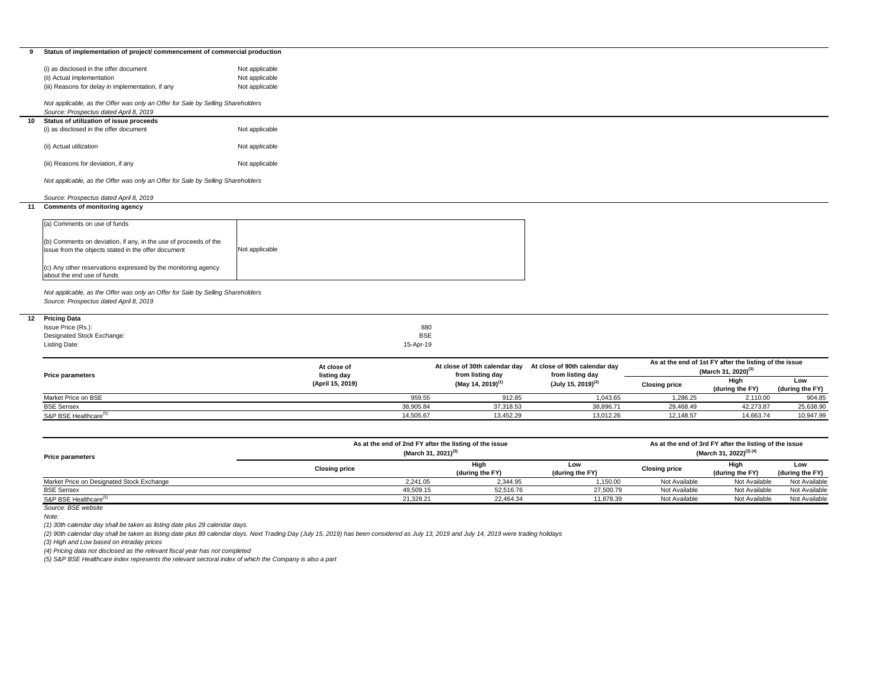## 9 Status of implementation of project/ commencement of commercial production

| | |
|---|---|
| (i) as disclosed in the offer document | Not applicable |
| (ii) Actual implementation | Not applicable |
| (iii) Reasons for delay in implementation, if any | Not applicable |

*Not applicable, as the Offer was only an Offer for Sale by Selling Shareholders*
*Source: Prospectus dated April 8, 2019*

## 10 Status of utilization of issue proceeds

| | |
|---|---|
| (i) as disclosed in the offer document | Not applicable |
| (ii) Actual utilization | Not applicable |
| (iii) Reasons for deviation, if any | Not applicable |

*Not applicable, as the Offer was only an Offer for Sale by Selling Shareholders*

*Source: Prospectus dated April 8, 2019*

## 11 Comments of monitoring agency

| | |
|---|---|
| (a) Comments on use of funds | Not applicable |
| (b) Comments on deviation, if any, in the use of proceeds of the issue from the objects stated in the offer document | |
| (c) Any other reservations expressed by the monitoring agency about the end use of funds | |

*Not applicable, as the Offer was only an Offer for Sale by Selling Shareholders*
*Source: Prospectus dated April 8, 2019*

## 12 Pricing Data

| | |
|---|---|
| Issue Price (Rs.): | 880 |
| Designated Stock Exchange: | BSE |
| Listing Date: | 15-Apr-19 |

| Price parameters | At close of listing day (April 15, 2019) | At close of 30th calendar day from listing day (May 14, 2019)(1) | At close of 90th calendar day from listing day (July 15, 2019)(2) | As at the end of 1st FY after the listing of the issue (March 31, 2020)(3) | | |
|---|---|---|---|---|---|---|
| | | | | Closing price | High (during the FY) | Low (during the FY) |
| Market Price on BSE | 959.55 | 912.85 | 1,043.65 | 1,286.25 | 2,110.00 | 904.85 |
| BSE Sensex | 38,905.84 | 37,318.53 | 38,896.71 | 29,468.49 | 42,273.87 | 25,638.90 |
| S&P BSE Healthcare(5) | 14,505.67 | 13,452.29 | 13,012.26 | 12,148.57 | 14,663.74 | 10,947.99 |

| Price parameters | As at the end of 2nd FY after the listing of the issue (March 31, 2021)(3) | | | As at the end of 3rd FY after the listing of the issue (March 31, 2022)(3) (4) | | |
|---|---|---|---|---|---|---|
| | Closing price | High (during the FY) | Low (during the FY) | Closing price | High (during the FY) | Low (during the FY) |
| Market Price on Designated Stock Exchange | 2,241.05 | 2,344.95 | 1,150.00 | Not Available | Not Available | Not Available |
| BSE Sensex | 49,509.15 | 52,516.76 | 27,500.79 | Not Available | Not Available | Not Available |
| S&P BSE Healthcare(5) | 21,328.21 | 22,464.34 | 11,878.39 | Not Available | Not Available | Not Available |

*Source: BSE website*

*Note:*

*(1) 30th calendar day shall be taken as listing date plus 29 calendar days.*

*(2) 90th calendar day shall be taken as listing date plus 89 calendar days. Next Trading Day (July 15, 2019) has been considered as July 13, 2019 and July 14, 2019 were trading holidays*

*(3) High and Low based on intraday prices*

*(4) Pricing data not disclosed as the relevant fiscal year has not completed*

*(5) S&P BSE Healthcare index represents the relevant sectoral index of which the Company is also a part*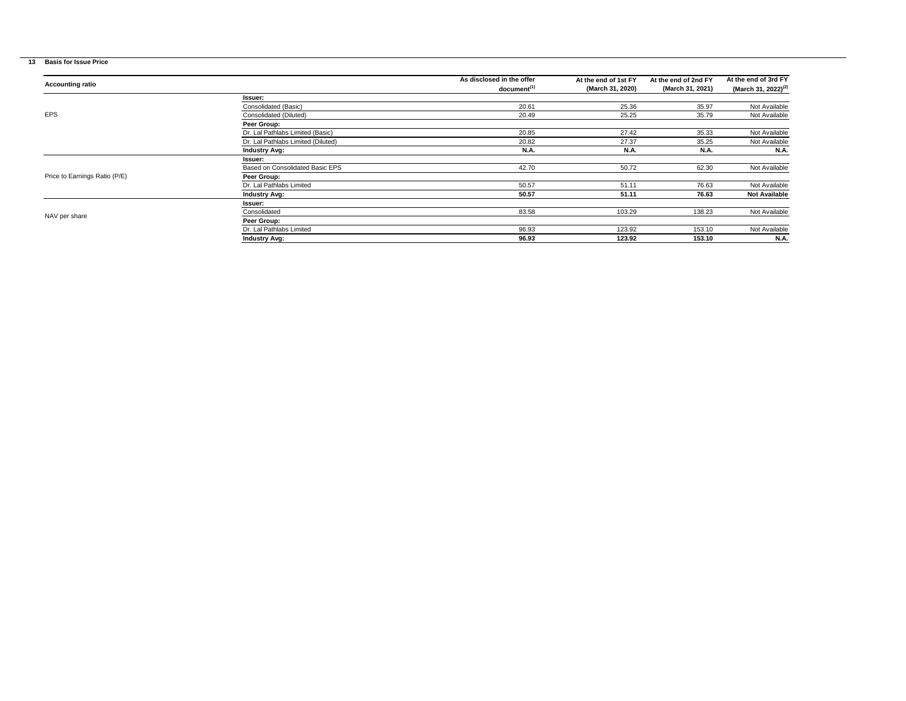## 13 Basis for Issue Price

| Accounting ratio | | As disclosed in the offer document[(1)] | At the end of 1st FY (March 31, 2020) | At the end of 2nd FY (March 31, 2021) | At the end of 3rd FY (March 31, 2022)[(2)] |
|---|---|---|---|---|---|
| EPS | **Issuer:** | | | | |
| | Consolidated (Basic) | 20.61 | 25.36 | 35.97 | Not Available |
| | Consolidated (Diluted) | 20.49 | 25.25 | 35.79 | Not Available |
| | **Peer Group:** | | | | |
| | Dr. Lal Pathlabs Limited (Basic) | 20.85 | 27.42 | 35.33 | Not Available |
| | Dr. Lal Pathlabs Limited (Diluted) | 20.82 | 27.37 | 35.25 | Not Available |
| | **Industry Avg:** | **N.A.** | **N.A.** | **N.A.** | **N.A.** |
| Price to Earnings Ratio (P/E) | **Issuer:** | | | | |
| | Based on Consolidated Basic EPS | 42.70 | 50.72 | 62.30 | Not Available |
| | **Peer Group:** | | | | |
| | Dr. Lal Pathlabs Limited | 50.57 | 51.11 | 76.63 | Not Available |
| | **Industry Avg:** | **50.57** | **51.11** | **76.63** | **Not Available** |
| NAV per share | **Issuer:** | | | | |
| | Consolidated | 83.58 | 103.29 | 138.23 | Not Available |
| | **Peer Group:** | | | | |
| | Dr. Lal Pathlabs Limited | 96.93 | 123.92 | 153.10 | Not Available |
| | **Industry Avg:** | **96.93** | **123.92** | **153.10** | **N.A.** |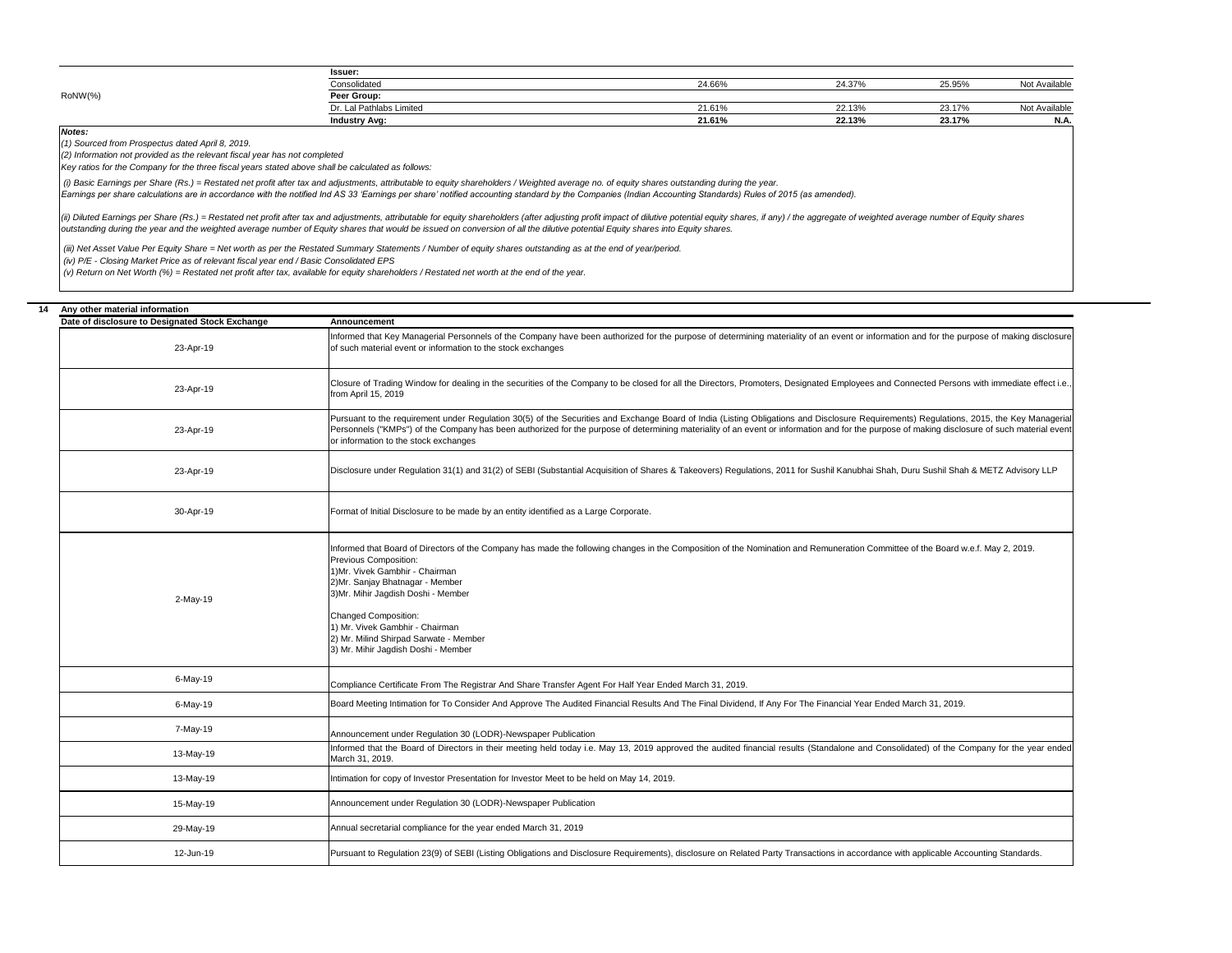| | | | | | |
|---|---|---|---|---|---|
| RoNW(%) | **Issuer:** | | | | |
| | Consolidated | 24.66% | 24.37% | 25.95% | Not Available |
| | **Peer Group:** | | | | |
| | Dr. Lal Pathlabs Limited | 21.61% | 22.13% | 23.17% | Not Available |
| | **Industry Avg:** | **21.61%** | **22.13%** | **23.17%** | **N.A.** |

***Notes:***

*(1) Sourced from Prospectus dated April 8, 2019.*

*(2) Information not provided as the relevant fiscal year has not completed*

*Key ratios for the Company for the three fiscal years stated above shall be calculated as follows:*

*(i) Basic Earnings per Share (Rs.) = Restated net profit after tax and adjustments, attributable to equity shareholders / Weighted average no. of equity shares outstanding during the year.*
*Earnings per share calculations are in accordance with the notified Ind AS 33 'Earnings per share' notified accounting standard by the Companies (Indian Accounting Standards) Rules of 2015 (as amended).*

*(ii) Diluted Earnings per Share (Rs.) = Restated net profit after tax and adjustments, attributable for equity shareholders (after adjusting profit impact of dilutive potential equity shares, if any) / the aggregate of weighted average number of Equity shares outstanding during the year and the weighted average number of Equity shares that would be issued on conversion of all the dilutive potential Equity shares into Equity shares.*

*(iii) Net Asset Value Per Equity Share = Net worth as per the Restated Summary Statements / Number of equity shares outstanding as at the end of year/period.*
*(iv) P/E - Closing Market Price as of relevant fiscal year end / Basic Consolidated EPS*
*(v) Return on Net Worth (%) = Restated net profit after tax, available for equity shareholders / Restated net worth at the end of the year.*

## 14 Any other material information

| Date of disclosure to Designated Stock Exchange | Announcement |
|---|---|
| 23-Apr-19 | Informed that Key Managerial Personnels of the Company have been authorized for the purpose of determining materiality of an event or information and for the purpose of making disclosure of such material event or information to the stock exchanges |
| 23-Apr-19 | Closure of Trading Window for dealing in the securities of the Company to be closed for all the Directors, Promoters, Designated Employees and Connected Persons with immediate effect i.e., from April 15, 2019 |
| 23-Apr-19 | Pursuant to the requirement under Regulation 30(5) of the Securities and Exchange Board of India (Listing Obligations and Disclosure Requirements) Regulations, 2015, the Key Managerial Personnels ("KMPs") of the Company has been authorized for the purpose of determining materiality of an event or information and for the purpose of making disclosure of such material event or information to the stock exchanges |
| 23-Apr-19 | Disclosure under Regulation 31(1) and 31(2) of SEBI (Substantial Acquisition of Shares & Takeovers) Regulations, 2011 for Sushil Kanubhai Shah, Duru Sushil Shah & METZ Advisory LLP |
| 30-Apr-19 | Format of Initial Disclosure to be made by an entity identified as a Large Corporate. |
| 2-May-19 | Informed that Board of Directors of the Company has made the following changes in the Composition of the Nomination and Remuneration Committee of the Board w.e.f. May 2, 2019.<br>Previous Composition:<br>1)Mr. Vivek Gambhir - Chairman<br>2)Mr. Sanjay Bhatnagar - Member<br>3)Mr. Mihir Jagdish Doshi - Member<br><br>Changed Composition:<br>1) Mr. Vivek Gambhir - Chairman<br>2) Mr. Milind Shirpad Sarwate - Member<br>3) Mr. Mihir Jagdish Doshi - Member |
| 6-May-19 | Compliance Certificate From The Registrar And Share Transfer Agent For Half Year Ended March 31, 2019. |
| 6-May-19 | Board Meeting Intimation for To Consider And Approve The Audited Financial Results And The Final Dividend, If Any For The Financial Year Ended March 31, 2019. |
| 7-May-19 | Announcement under Regulation 30 (LODR)-Newspaper Publication |
| 13-May-19 | Informed that the Board of Directors in their meeting held today i.e. May 13, 2019 approved the audited financial results (Standalone and Consolidated) of the Company for the year ended March 31, 2019. |
| 13-May-19 | Intimation for copy of Investor Presentation for Investor Meet to be held on May 14, 2019. |
| 15-May-19 | Announcement under Regulation 30 (LODR)-Newspaper Publication |
| 29-May-19 | Annual secretarial compliance for the year ended March 31, 2019 |
| 12-Jun-19 | Pursuant to Regulation 23(9) of SEBI (Listing Obligations and Disclosure Requirements), disclosure on Related Party Transactions in accordance with applicable Accounting Standards. |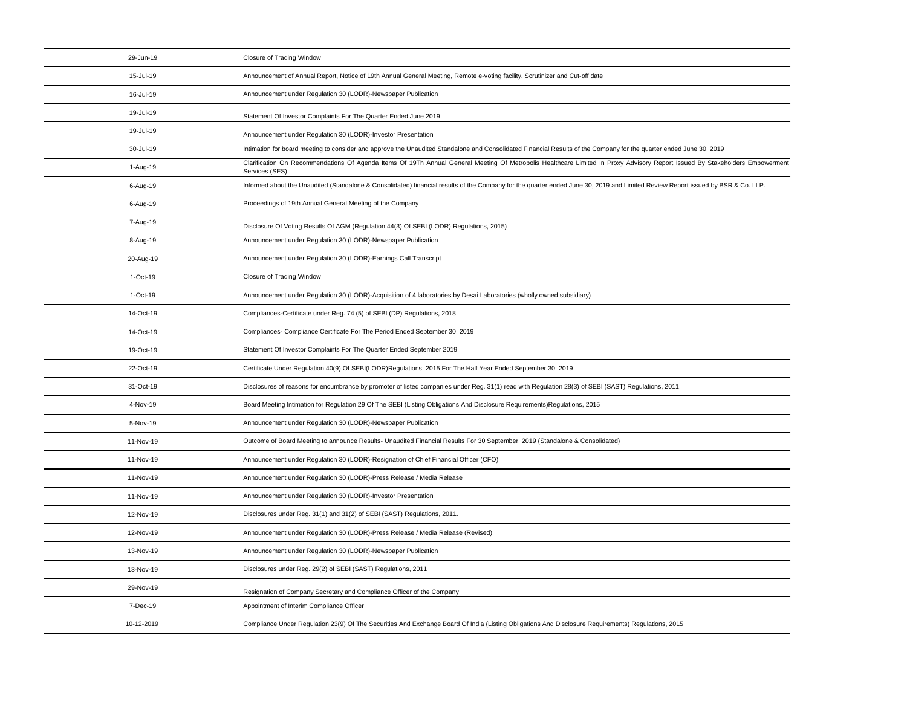| | |
|---|---|
| 29-Jun-19 | Closure of Trading Window |
| 15-Jul-19 | Announcement of Annual Report, Notice of 19th Annual General Meeting, Remote e-voting facility, Scrutinizer and Cut-off date |
| 16-Jul-19 | Announcement under Regulation 30 (LODR)-Newspaper Publication |
| 19-Jul-19 | Statement Of Investor Complaints For The Quarter Ended June 2019 |
| 19-Jul-19 | Announcement under Regulation 30 (LODR)-Investor Presentation |
| 30-Jul-19 | Intimation for board meeting to consider and approve the Unaudited Standalone and Consolidated Financial Results of the Company for the quarter ended June 30, 2019 |
| 1-Aug-19 | Clarification On Recommendations Of Agenda Items Of 19Th Annual General Meeting Of Metropolis Healthcare Limited In Proxy Advisory Report Issued By Stakeholders Empowerment Services (SES) |
| 6-Aug-19 | Informed about the Unaudited (Standalone & Consolidated) financial results of the Company for the quarter ended June 30, 2019 and Limited Review Report issued by BSR & Co. LLP. |
| 6-Aug-19 | Proceedings of 19th Annual General Meeting of the Company |
| 7-Aug-19 | Disclosure Of Voting Results Of AGM (Regulation 44(3) Of SEBI (LODR) Regulations, 2015) |
| 8-Aug-19 | Announcement under Regulation 30 (LODR)-Newspaper Publication |
| 20-Aug-19 | Announcement under Regulation 30 (LODR)-Earnings Call Transcript |
| 1-Oct-19 | Closure of Trading Window |
| 1-Oct-19 | Announcement under Regulation 30 (LODR)-Acquisition of 4 laboratories by Desai Laboratories (wholly owned subsidiary) |
| 14-Oct-19 | Compliances-Certificate under Reg. 74 (5) of SEBI (DP) Regulations, 2018 |
| 14-Oct-19 | Compliances- Compliance Certificate For The Period Ended September 30, 2019 |
| 19-Oct-19 | Statement Of Investor Complaints For The Quarter Ended September 2019 |
| 22-Oct-19 | Certificate Under Regulation 40(9) Of SEBI(LODR)Regulations, 2015 For The Half Year Ended September 30, 2019 |
| 31-Oct-19 | Disclosures of reasons for encumbrance by promoter of listed companies under Reg. 31(1) read with Regulation 28(3) of SEBI (SAST) Regulations, 2011. |
| 4-Nov-19 | Board Meeting Intimation for Regulation 29 Of The SEBI (Listing Obligations And Disclosure Requirements)Regulations, 2015 |
| 5-Nov-19 | Announcement under Regulation 30 (LODR)-Newspaper Publication |
| 11-Nov-19 | Outcome of Board Meeting to announce Results- Unaudited Financial Results For 30 September, 2019 (Standalone & Consolidated) |
| 11-Nov-19 | Announcement under Regulation 30 (LODR)-Resignation of Chief Financial Officer (CFO) |
| 11-Nov-19 | Announcement under Regulation 30 (LODR)-Press Release / Media Release |
| 11-Nov-19 | Announcement under Regulation 30 (LODR)-Investor Presentation |
| 12-Nov-19 | Disclosures under Reg. 31(1) and 31(2) of SEBI (SAST) Regulations, 2011. |
| 12-Nov-19 | Announcement under Regulation 30 (LODR)-Press Release / Media Release (Revised) |
| 13-Nov-19 | Announcement under Regulation 30 (LODR)-Newspaper Publication |
| 13-Nov-19 | Disclosures under Reg. 29(2) of SEBI (SAST) Regulations, 2011 |
| 29-Nov-19 | Resignation of Company Secretary and Compliance Officer of the Company |
| 7-Dec-19 | Appointment of Interim Compliance Officer |
| 10-12-2019 | Compliance Under Regulation 23(9) Of The Securities And Exchange Board Of India (Listing Obligations And Disclosure Requirements) Regulations, 2015 |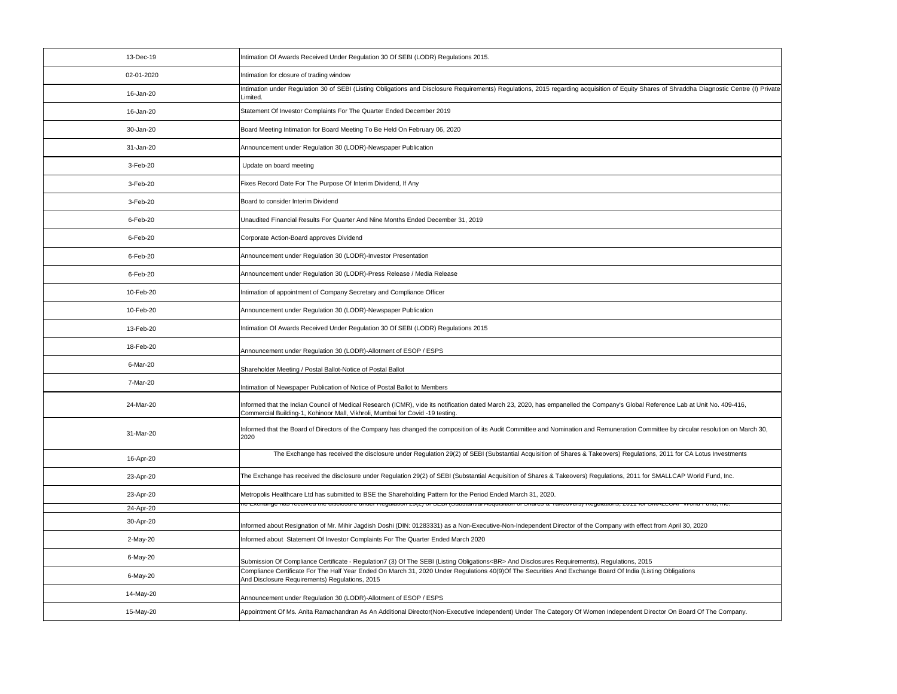| | |
|---|---|
| 13-Dec-19 | Intimation Of Awards Received Under Regulation 30 Of SEBI (LODR) Regulations 2015. |
| 02-01-2020 | Intimation for closure of trading window |
| 16-Jan-20 | Intimation under Regulation 30 of SEBI (Listing Obligations and Disclosure Requirements) Regulations, 2015 regarding acquisition of Equity Shares of Shraddha Diagnostic Centre (I) Private Limited. |
| 16-Jan-20 | Statement Of Investor Complaints For The Quarter Ended December 2019 |
| 30-Jan-20 | Board Meeting Intimation for Board Meeting To Be Held On February 06, 2020 |
| 31-Jan-20 | Announcement under Regulation 30 (LODR)-Newspaper Publication |
| 3-Feb-20 | Update on board meeting |
| 3-Feb-20 | Fixes Record Date For The Purpose Of Interim Dividend, If Any |
| 3-Feb-20 | Board to consider Interim Dividend |
| 6-Feb-20 | Unaudited Financial Results For Quarter And Nine Months Ended December 31, 2019 |
| 6-Feb-20 | Corporate Action-Board approves Dividend |
| 6-Feb-20 | Announcement under Regulation 30 (LODR)-Investor Presentation |
| 6-Feb-20 | Announcement under Regulation 30 (LODR)-Press Release / Media Release |
| 10-Feb-20 | Intimation of appointment of Company Secretary and Compliance Officer |
| 10-Feb-20 | Announcement under Regulation 30 (LODR)-Newspaper Publication |
| 13-Feb-20 | Intimation Of Awards Received Under Regulation 30 Of SEBI (LODR) Regulations 2015 |
| 18-Feb-20 | Announcement under Regulation 30 (LODR)-Allotment of ESOP / ESPS |
| 6-Mar-20 | Shareholder Meeting / Postal Ballot-Notice of Postal Ballot |
| 7-Mar-20 | Intimation of Newspaper Publication of Notice of Postal Ballot to Members |
| 24-Mar-20 | Informed that the Indian Council of Medical Research (ICMR), vide its notification dated March 23, 2020, has empanelled the Company's Global Reference Lab at Unit No. 409-416, Commercial Building-1, Kohinoor Mall, Vikhroli, Mumbai for Covid -19 testing. |
| 31-Mar-20 | Informed that the Board of Directors of the Company has changed the composition of its Audit Committee and Nomination and Remuneration Committee by circular resolution on March 30, 2020 |
| 16-Apr-20 | The Exchange has received the disclosure under Regulation 29(2) of SEBI (Substantial Acquisition of Shares & Takeovers) Regulations, 2011 for CA Lotus Investments |
| 23-Apr-20 | The Exchange has received the disclosure under Regulation 29(2) of SEBI (Substantial Acquisition of Shares & Takeovers) Regulations, 2011 for SMALLCAP World Fund, Inc. |
| 23-Apr-20 | Metropolis Healthcare Ltd has submitted to BSE the Shareholding Pattern for the Period Ended March 31, 2020. |
| 24-Apr-20 | The Exchange has received the disclosure under Regulation 29(2) of SEBI (Substantial Acquisition of Shares & Takeovers) Regulations, 2011 for SMALLCAP World Fund, Inc. |
| 30-Apr-20 | Informed about Resignation of Mr. Mihir Jagdish Doshi (DIN: 01283331) as a Non-Executive-Non-Independent Director of the Company with effect from April 30, 2020 |
| 2-May-20 | Informed about Statement Of Investor Complaints For The Quarter Ended March 2020 |
| 6-May-20 | Submission Of Compliance Certificate - Regulation7 (3) Of The SEBI (Listing Obligations<BR> And Disclosures Requirements), Regulations, 2015 |
| 6-May-20 | Compliance Certificate For The Half Year Ended On March 31, 2020 Under Regulations 40(9)Of The Securities And Exchange Board Of India (Listing Obligations And Disclosure Requirements) Regulations, 2015 |
| 14-May-20 | Announcement under Regulation 30 (LODR)-Allotment of ESOP / ESPS |
| 15-May-20 | Appointment Of Ms. Anita Ramachandran As An Additional Director(Non-Executive Independent) Under The Category Of Women Independent Director On Board Of The Company. |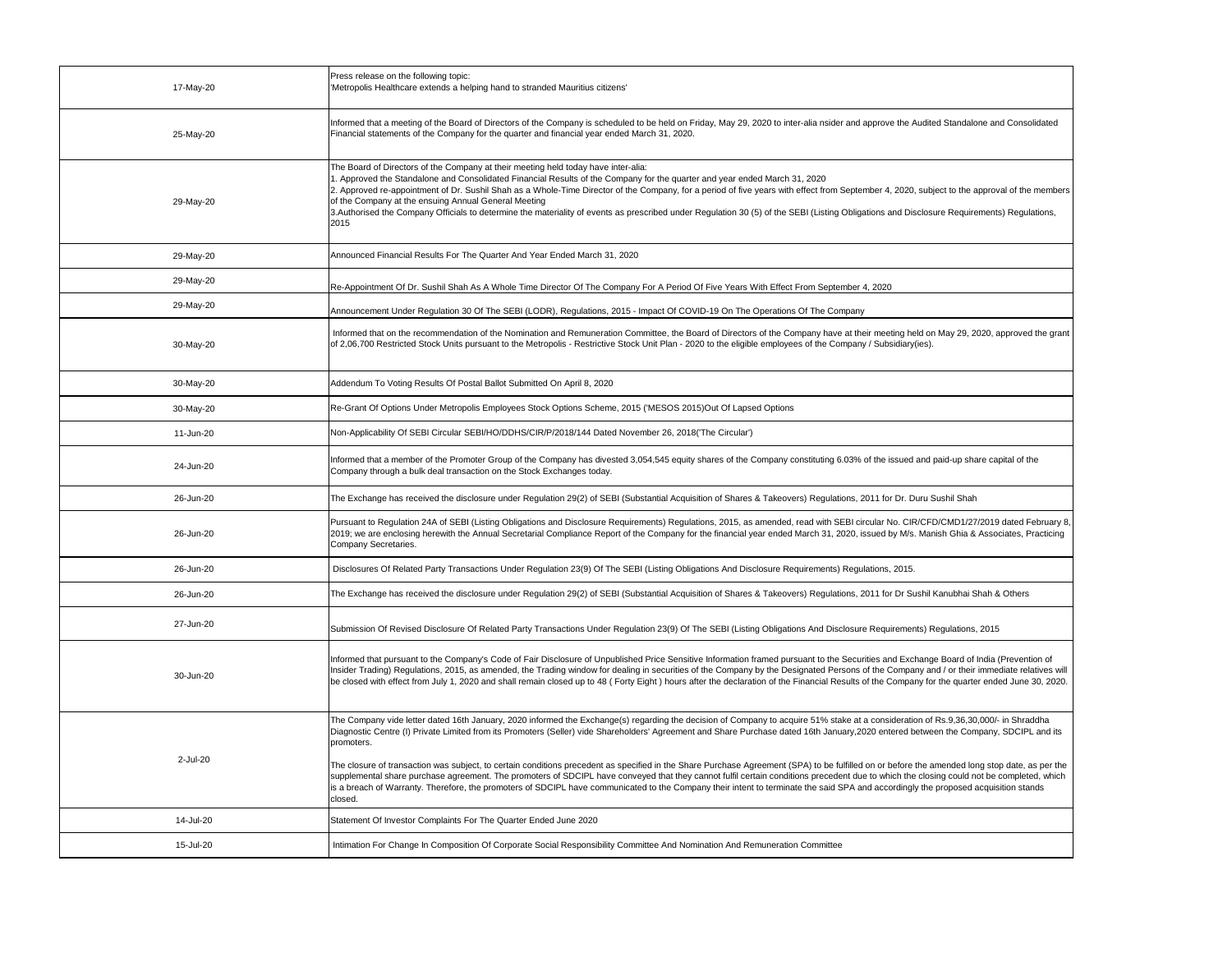| | |
|---|---|
| 17-May-20 | Press release on the following topic:<br>'Metropolis Healthcare extends a helping hand to stranded Mauritius citizens' |
| 25-May-20 | Informed that a meeting of the Board of Directors of the Company is scheduled to be held on Friday, May 29, 2020 to inter-alia nsider and approve the Audited Standalone and Consolidated Financial statements of the Company for the quarter and financial year ended March 31, 2020. |
| 29-May-20 | The Board of Directors of the Company at their meeting held today have inter-alia:<br>1. Approved the Standalone and Consolidated Financial Results of the Company for the quarter and year ended March 31, 2020<br>2. Approved re-appointment of Dr. Sushil Shah as a Whole-Time Director of the Company, for a period of five years with effect from September 4, 2020, subject to the approval of the members of the Company at the ensuing Annual General Meeting<br>3.Authorised the Company Officials to determine the materiality of events as prescribed under Regulation 30 (5) of the SEBI (Listing Obligations and Disclosure Requirements) Regulations, 2015 |
| 29-May-20 | Announced Financial Results For The Quarter And Year Ended March 31, 2020 |
| 29-May-20 | Re-Appointment Of Dr. Sushil Shah As A Whole Time Director Of The Company For A Period Of Five Years With Effect From September 4, 2020 |
| 29-May-20 | Announcement Under Regulation 30 Of The SEBI (LODR), Regulations, 2015 - Impact Of COVID-19 On The Operations Of The Company |
| 30-May-20 | Informed that on the recommendation of the Nomination and Remuneration Committee, the Board of Directors of the Company have at their meeting held on May 29, 2020, approved the grant of 2,06,700 Restricted Stock Units pursuant to the Metropolis - Restrictive Stock Unit Plan - 2020 to the eligible employees of the Company / Subsidiary(ies). |
| 30-May-20 | Addendum To Voting Results Of Postal Ballot Submitted On April 8, 2020 |
| 30-May-20 | Re-Grant Of Options Under Metropolis Employees Stock Options Scheme, 2015 ('MESOS 2015)Out Of Lapsed Options |
| 11-Jun-20 | Non-Applicability Of SEBI Circular SEBI/HO/DDHS/CIR/P/2018/144 Dated November 26, 2018('The Circular') |
| 24-Jun-20 | Informed that a member of the Promoter Group of the Company has divested 3,054,545 equity shares of the Company constituting 6.03% of the issued and paid-up share capital of the Company through a bulk deal transaction on the Stock Exchanges today. |
| 26-Jun-20 | The Exchange has received the disclosure under Regulation 29(2) of SEBI (Substantial Acquisition of Shares & Takeovers) Regulations, 2011 for Dr. Duru Sushil Shah |
| 26-Jun-20 | Pursuant to Regulation 24A of SEBI (Listing Obligations and Disclosure Requirements) Regulations, 2015, as amended, read with SEBI circular No. CIR/CFD/CMD1/27/2019 dated February 8, 2019; we are enclosing herewith the Annual Secretarial Compliance Report of the Company for the financial year ended March 31, 2020, issued by M/s. Manish Ghia & Associates, Practicing Company Secretaries. |
| 26-Jun-20 | Disclosures Of Related Party Transactions Under Regulation 23(9) Of The SEBI (Listing Obligations And Disclosure Requirements) Regulations, 2015. |
| 26-Jun-20 | The Exchange has received the disclosure under Regulation 29(2) of SEBI (Substantial Acquisition of Shares & Takeovers) Regulations, 2011 for Dr Sushil Kanubhai Shah & Others |
| 27-Jun-20 | Submission Of Revised Disclosure Of Related Party Transactions Under Regulation 23(9) Of The SEBI (Listing Obligations And Disclosure Requirements) Regulations, 2015 |
| 30-Jun-20 | Informed that pursuant to the Company's Code of Fair Disclosure of Unpublished Price Sensitive Information framed pursuant to the Securities and Exchange Board of India (Prevention of Insider Trading) Regulations, 2015, as amended, the Trading window for dealing in securities of the Company by the Designated Persons of the Company and / or their immediate relatives will be closed with effect from July 1, 2020 and shall remain closed up to 48 ( Forty Eight ) hours after the declaration of the Financial Results of the Company for the quarter ended June 30, 2020. |
| 2-Jul-20 | The Company vide letter dated 16th January, 2020 informed the Exchange(s) regarding the decision of Company to acquire 51% stake at a consideration of Rs.9,36,30,000/- in Shraddha Diagnostic Centre (I) Private Limited from its Promoters (Seller) vide Shareholders' Agreement and Share Purchase dated 16th January,2020 entered between the Company, SDCIPL and its promoters.<br><br>The closure of transaction was subject, to certain conditions precedent as specified in the Share Purchase Agreement (SPA) to be fulfilled on or before the amended long stop date, as per the supplemental share purchase agreement. The promoters of SDCIPL have conveyed that they cannot fulfil certain conditions precedent due to which the closing could not be completed, which is a breach of Warranty. Therefore, the promoters of SDCIPL have communicated to the Company their intent to terminate the said SPA and accordingly the proposed acquisition stands closed. |
| 14-Jul-20 | Statement Of Investor Complaints For The Quarter Ended June 2020 |
| 15-Jul-20 | Intimation For Change In Composition Of Corporate Social Responsibility Committee And Nomination And Remuneration Committee |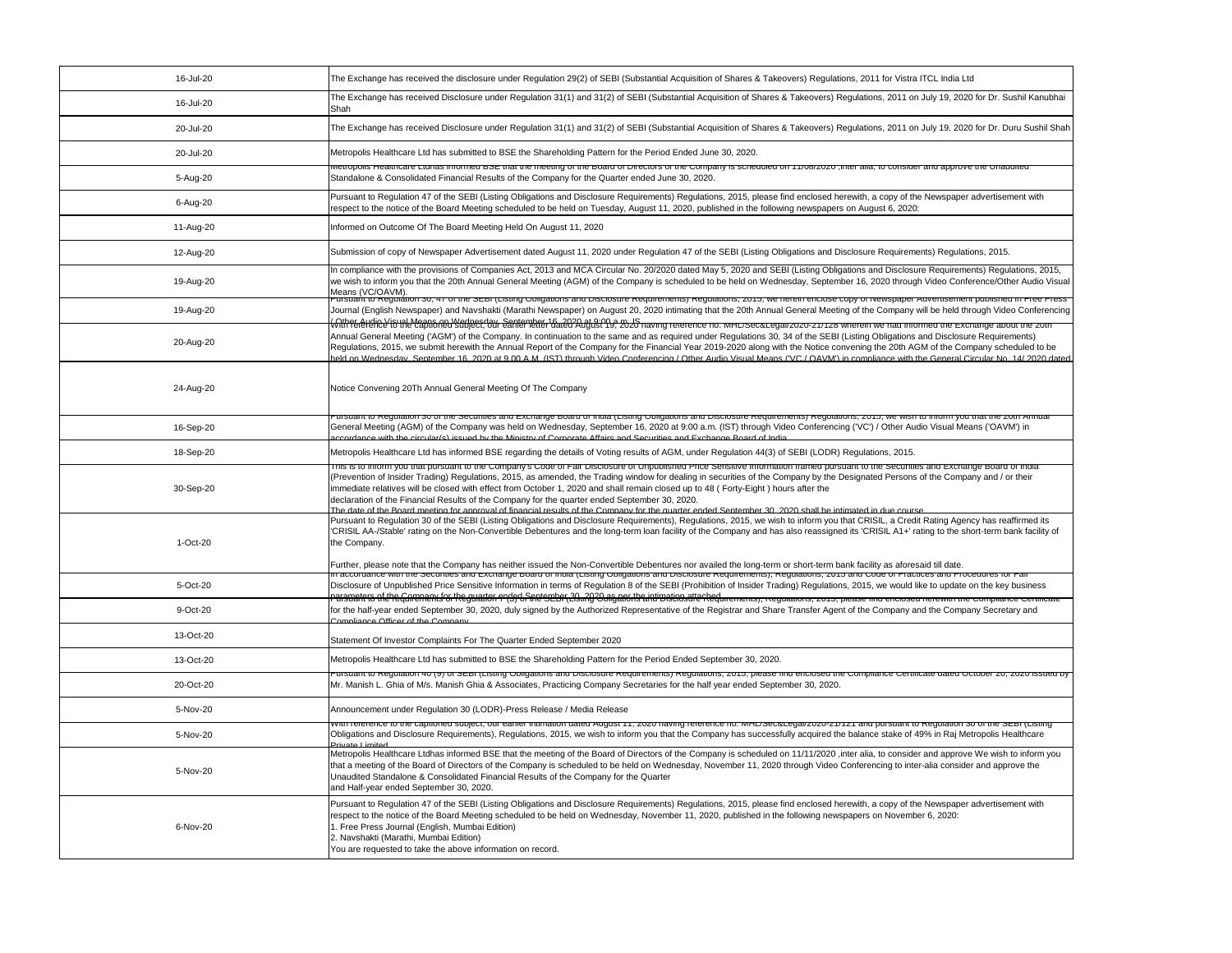| | |
|---|---|
| 16-Jul-20 | The Exchange has received the disclosure under Regulation 29(2) of SEBI (Substantial Acquisition of Shares & Takeovers) Regulations, 2011 for Vistra ITCL India Ltd |
| 16-Jul-20 | The Exchange has received Disclosure under Regulation 31(1) and 31(2) of SEBI (Substantial Acquisition of Shares & Takeovers) Regulations, 2011 on July 19, 2020 for Dr. Sushil Kanubhai Shah |
| 20-Jul-20 | The Exchange has received Disclosure under Regulation 31(1) and 31(2) of SEBI (Substantial Acquisition of Shares & Takeovers) Regulations, 2011 on July 19, 2020 for Dr. Duru Sushil Shah |
| 20-Jul-20 | Metropolis Healthcare Ltd has submitted to BSE the Shareholding Pattern for the Period Ended June 30, 2020. |
| 5-Aug-20 | Metropolis Healthcare Ltdhas informed BSE that the meeting of the Board of Directors of the Company is scheduled on 11/08/2020 ,inter alia, to consider and approve the Unaudited Standalone & Consolidated Financial Results of the Company for the Quarter ended June 30, 2020. |
| 6-Aug-20 | Pursuant to Regulation 47 of the SEBI (Listing Obligations and Disclosure Requirements) Regulations, 2015, please find enclosed herewith, a copy of the Newspaper advertisement with respect to the notice of the Board Meeting scheduled to be held on Tuesday, August 11, 2020, published in the following newspapers on August 6, 2020: |
| 11-Aug-20 | Informed on Outcome Of The Board Meeting Held On August 11, 2020 |
| 12-Aug-20 | Submission of copy of Newspaper Advertisement dated August 11, 2020 under Regulation 47 of the SEBI (Listing Obligations and Disclosure Requirements) Regulations, 2015. |
| 19-Aug-20 | In compliance with the provisions of Companies Act, 2013 and MCA Circular No. 20/2020 dated May 5, 2020 and SEBI (Listing Obligations and Disclosure Requirements) Regulations, 2015, we wish to inform you that the 20th Annual General Meeting (AGM) of the Company is scheduled to be held on Wednesday, September 16, 2020 through Video Conference/Other Audio Visual Means (VC/OAVM). |
| 19-Aug-20 | Pursuant to Regulation 30, 47 of the SEBI (Listing Obligations and Disclosure Requirements) Regulations, 2015, we herein enclose copy of Newspaper Advertisement published in Free Press Journal (English Newspaper) and Navshakti (Marathi Newspaper) on August 20, 2020 intimating that the 20th Annual General Meeting of the Company will be held through Video Conferencing / Other Audio Visual Means on Wednesday, September 16, 2020 at 9:00 a.m. IS |
| 20-Aug-20 | With reference to the captioned subject, our earlier letter dated August 19, 2020 having reference no. MHL/Sec&Legal/2020-21/128 wherein we had informed the Exchange about the 20th Annual General Meeting ('AGM') of the Company. In continuation to the same and as required under Regulations 30, 34 of the SEBI (Listing Obligations and Disclosure Requirements) Regulations, 2015, we submit herewith the Annual Report of the Company for the Financial Year 2019-2020 along with the Notice convening the 20th AGM of the Company scheduled to be held on Wednesday, September 16, 2020 at 9.00 A.M. (IST) through Video Conferencing / Other Audio Visual Means ('VC / OAVM') in compliance with the General Circular No. 14/ 2020 dated |
| 24-Aug-20 | Notice Convening 20Th Annual General Meeting Of The Company |
| 16-Sep-20 | Pursuant to Regulation 30 of the Securities and Exchange Board of India (Listing Obligations and Disclosure Requirements) Regulations, 2015, we wish to inform you that the 20th Annual General Meeting (AGM) of the Company was held on Wednesday, September 16, 2020 at 9:00 a.m. (IST) through Video Conferencing ('VC') / Other Audio Visual Means ('OAVM') in accordance with the circular(s) issued by the Ministry of Corporate Affairs and Securities and Exchange Board of India |
| 18-Sep-20 | Metropolis Healthcare Ltd has informed BSE regarding the details of Voting results of AGM, under Regulation 44(3) of SEBI (LODR) Regulations, 2015. |
| 30-Sep-20 | This is to inform you that pursuant to the Company's Code of Fair Disclosure of Unpublished Price Sensitive Information framed pursuant to the Securities and Exchange Board of India (Prevention of Insider Trading) Regulations, 2015, as amended, the Trading window for dealing in securities of the Company by the Designated Persons of the Company and / or their immediate relatives will be closed with effect from October 1, 2020 and shall remain closed up to 48 ( Forty-Eight ) hours after the declaration of the Financial Results of the Company for the quarter ended September 30, 2020. The date of the Board meeting for approval of financial results of the Company for the quarter ended September 30, 2020 shall be intimated in due course |
| 1-Oct-20 | Pursuant to Regulation 30 of the SEBI (Listing Obligations and Disclosure Requirements), Regulations, 2015, we wish to inform you that CRISIL, a Credit Rating Agency has reaffirmed its 'CRISIL AA-/Stable' rating on the Non-Convertible Debentures and the long-term loan facility of the Company and has also reassigned its 'CRISIL A1+' rating to the short-term bank facility of the Company.<br><br>Further, please note that the Company has neither issued the Non-Convertible Debentures nor availed the long-term or short-term bank facility as aforesaid till date. |
| 5-Oct-20 | In accordance with the Securities and Exchange Board of India (Listing Obligations and Disclosure Requirements), Regulations, 2015 and Code of Practices and Procedures for Fair Disclosure of Unpublished Price Sensitive Information in terms of Regulation 8 of the SEBI (Prohibition of Insider Trading) Regulations, 2015, we would like to update on the key business parameters of the Company for the quarter ended September 30, 2020 as per the intimation attached |
| 9-Oct-20 | Pursuant to the requirements of Regulation 7 (3) of the SEBI (Listing Obligations and Disclosure Requirements), Regulations, 2015, please find enclosed herewith the Compliance Certificate for the half-year ended September 30, 2020, duly signed by the Authorized Representative of the Registrar and Share Transfer Agent of the Company and the Company Secretary and Compliance Officer of the Company |
| 13-Oct-20 | Statement Of Investor Complaints For The Quarter Ended September 2020 |
| 13-Oct-20 | Metropolis Healthcare Ltd has submitted to BSE the Shareholding Pattern for the Period Ended September 30, 2020. |
| 20-Oct-20 | Pursuant to Regulation 40 (9) of SEBI (Listing Obligations and Disclosure Requirements) Regulations, 2015, please find enclosed the Compliance Certificate dated October 20, 2020 issued by Mr. Manish L. Ghia of M/s. Manish Ghia & Associates, Practicing Company Secretaries for the half year ended September 30, 2020. |
| 5-Nov-20 | Announcement under Regulation 30 (LODR)-Press Release / Media Release |
| 5-Nov-20 | With reference to the captioned subject, our earlier intimation dated August 11, 2020 having reference no. MHL/Sec&Legal/2020-21/121 and pursuant to Regulation 30 of the SEBI (Listing Obligations and Disclosure Requirements), Regulations, 2015, we wish to inform you that the Company has successfully acquired the balance stake of 49% in Raj Metropolis Healthcare Private Limited |
| 5-Nov-20 | Metropolis Healthcare Ltdhas informed BSE that the meeting of the Board of Directors of the Company is scheduled on 11/11/2020 ,inter alia, to consider and approve We wish to inform you that a meeting of the Board of Directors of the Company is scheduled to be held on Wednesday, November 11, 2020 through Video Conferencing to inter-alia consider and approve the Unaudited Standalone & Consolidated Financial Results of the Company for the Quarter and Half-year ended September 30, 2020. |
| 6-Nov-20 | Pursuant to Regulation 47 of the SEBI (Listing Obligations and Disclosure Requirements) Regulations, 2015, please find enclosed herewith, a copy of the Newspaper advertisement with respect to the notice of the Board Meeting scheduled to be held on Wednesday, November 11, 2020, published in the following newspapers on November 6, 2020:<br>1. Free Press Journal (English, Mumbai Edition)<br>2. Navshakti (Marathi, Mumbai Edition)<br>You are requested to take the above information on record. |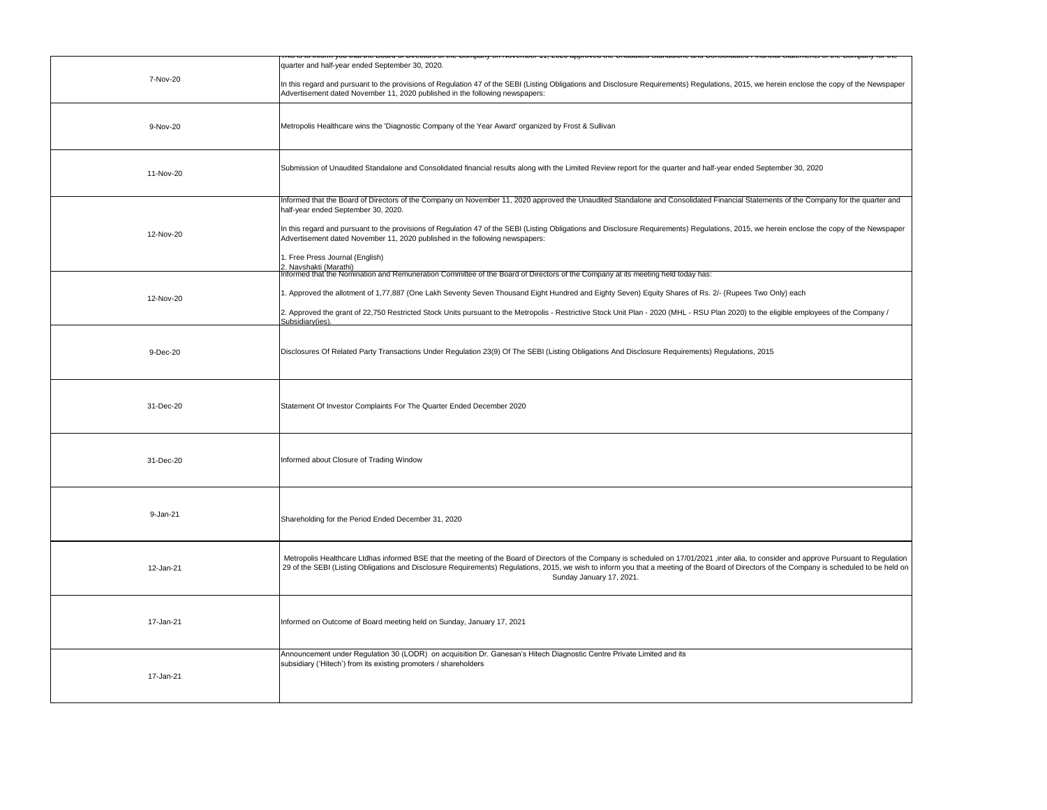| | |
|---|---|
| 7-Nov-20 | This is to inform you that the Board of Directors of the Company on November 11, 2020 approved the Unaudited Standalone and Consolidated Financial Statements of the Company for the quarter and half-year ended September 30, 2020.<br><br>In this regard and pursuant to the provisions of Regulation 47 of the SEBI (Listing Obligations and Disclosure Requirements) Regulations, 2015, we herein enclose the copy of the Newspaper Advertisement dated November 11, 2020 published in the following newspapers: |
| 9-Nov-20 | Metropolis Healthcare wins the 'Diagnostic Company of the Year Award' organized by Frost & Sullivan |
| 11-Nov-20 | Submission of Unaudited Standalone and Consolidated financial results along with the Limited Review report for the quarter and half-year ended September 30, 2020 |
| 12-Nov-20 | Informed that the Board of Directors of the Company on November 11, 2020 approved the Unaudited Standalone and Consolidated Financial Statements of the Company for the quarter and half-year ended September 30, 2020.<br><br>In this regard and pursuant to the provisions of Regulation 47 of the SEBI (Listing Obligations and Disclosure Requirements) Regulations, 2015, we herein enclose the copy of the Newspaper Advertisement dated November 11, 2020 published in the following newspapers:<br><br>1. Free Press Journal (English)<br>2. Navshakti (Marathi) |
| 12-Nov-20 | Informed that the Nomination and Remuneration Committee of the Board of Directors of the Company at its meeting held today has:<br><br>1. Approved the allotment of 1,77,887 (One Lakh Seventy Seven Thousand Eight Hundred and Eighty Seven) Equity Shares of Rs. 2/- (Rupees Two Only) each<br><br>2. Approved the grant of 22,750 Restricted Stock Units pursuant to the Metropolis - Restrictive Stock Unit Plan - 2020 (MHL - RSU Plan 2020) to the eligible employees of the Company / Subsidiary(ies). |
| 9-Dec-20 | Disclosures Of Related Party Transactions Under Regulation 23(9) Of The SEBI (Listing Obligations And Disclosure Requirements) Regulations, 2015 |
| 31-Dec-20 | Statement Of Investor Complaints For The Quarter Ended December 2020 |
| 31-Dec-20 | Informed about Closure of Trading Window |
| 9-Jan-21 | Shareholding for the Period Ended December 31, 2020 |
| 12-Jan-21 | Metropolis Healthcare Ltdhas informed BSE that the meeting of the Board of Directors of the Company is scheduled on 17/01/2021 ,inter alia, to consider and approve Pursuant to Regulation 29 of the SEBI (Listing Obligations and Disclosure Requirements) Regulations, 2015, we wish to inform you that a meeting of the Board of Directors of the Company is scheduled to be held on Sunday January 17, 2021. |
| 17-Jan-21 | Informed on Outcome of Board meeting held on Sunday, January 17, 2021 |
| 17-Jan-21 | Announcement under Regulation 30 (LODR) on acquisition Dr. Ganesan's Hitech Diagnostic Centre Private Limited and its subsidiary ('Hitech') from its existing promoters / shareholders |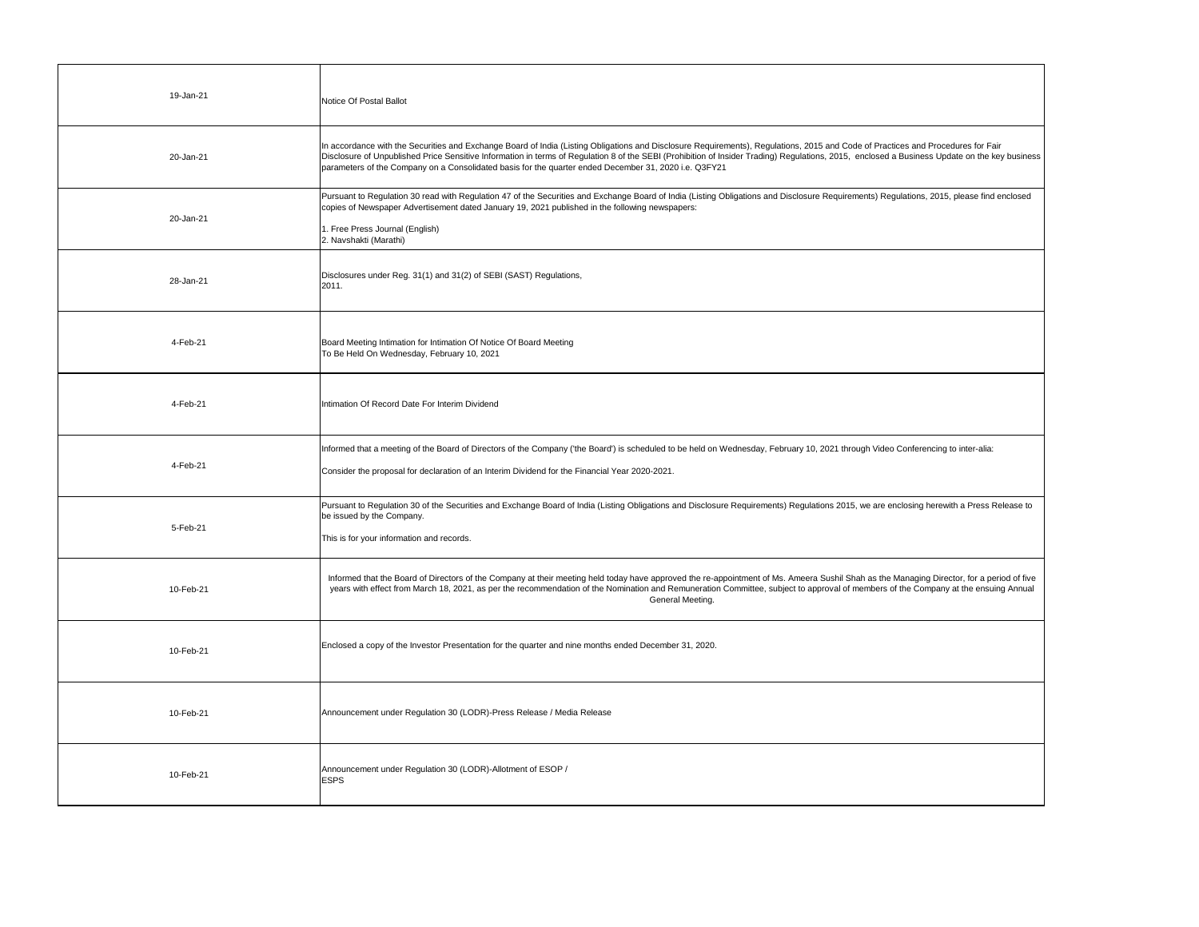| | |
|---|---|
| 19-Jan-21 | Notice Of Postal Ballot |
| 20-Jan-21 | In accordance with the Securities and Exchange Board of India (Listing Obligations and Disclosure Requirements), Regulations, 2015 and Code of Practices and Procedures for Fair Disclosure of Unpublished Price Sensitive Information in terms of Regulation 8 of the SEBI (Prohibition of Insider Trading) Regulations, 2015, enclosed a Business Update on the key business parameters of the Company on a Consolidated basis for the quarter ended December 31, 2020 i.e. Q3FY21 |
| 20-Jan-21 | Pursuant to Regulation 30 read with Regulation 47 of the Securities and Exchange Board of India (Listing Obligations and Disclosure Requirements) Regulations, 2015, please find enclosed copies of Newspaper Advertisement dated January 19, 2021 published in the following newspapers:<br><br>1. Free Press Journal (English)<br>2. Navshakti (Marathi) |
| 28-Jan-21 | Disclosures under Reg. 31(1) and 31(2) of SEBI (SAST) Regulations, 2011. |
| 4-Feb-21 | Board Meeting Intimation for Intimation Of Notice Of Board Meeting To Be Held On Wednesday, February 10, 2021 |
| 4-Feb-21 | Intimation Of Record Date For Interim Dividend |
| 4-Feb-21 | Informed that a meeting of the Board of Directors of the Company ('the Board') is scheduled to be held on Wednesday, February 10, 2021 through Video Conferencing to inter-alia:<br><br>Consider the proposal for declaration of an Interim Dividend for the Financial Year 2020-2021. |
| 5-Feb-21 | Pursuant to Regulation 30 of the Securities and Exchange Board of India (Listing Obligations and Disclosure Requirements) Regulations 2015, we are enclosing herewith a Press Release to be issued by the Company.<br><br>This is for your information and records. |
| 10-Feb-21 | Informed that the Board of Directors of the Company at their meeting held today have approved the re-appointment of Ms. Ameera Sushil Shah as the Managing Director, for a period of five years with effect from March 18, 2021, as per the recommendation of the Nomination and Remuneration Committee, subject to approval of members of the Company at the ensuing Annual General Meeting. |
| 10-Feb-21 | Enclosed a copy of the Investor Presentation for the quarter and nine months ended December 31, 2020. |
| 10-Feb-21 | Announcement under Regulation 30 (LODR)-Press Release / Media Release |
| 10-Feb-21 | Announcement under Regulation 30 (LODR)-Allotment of ESOP / ESPS |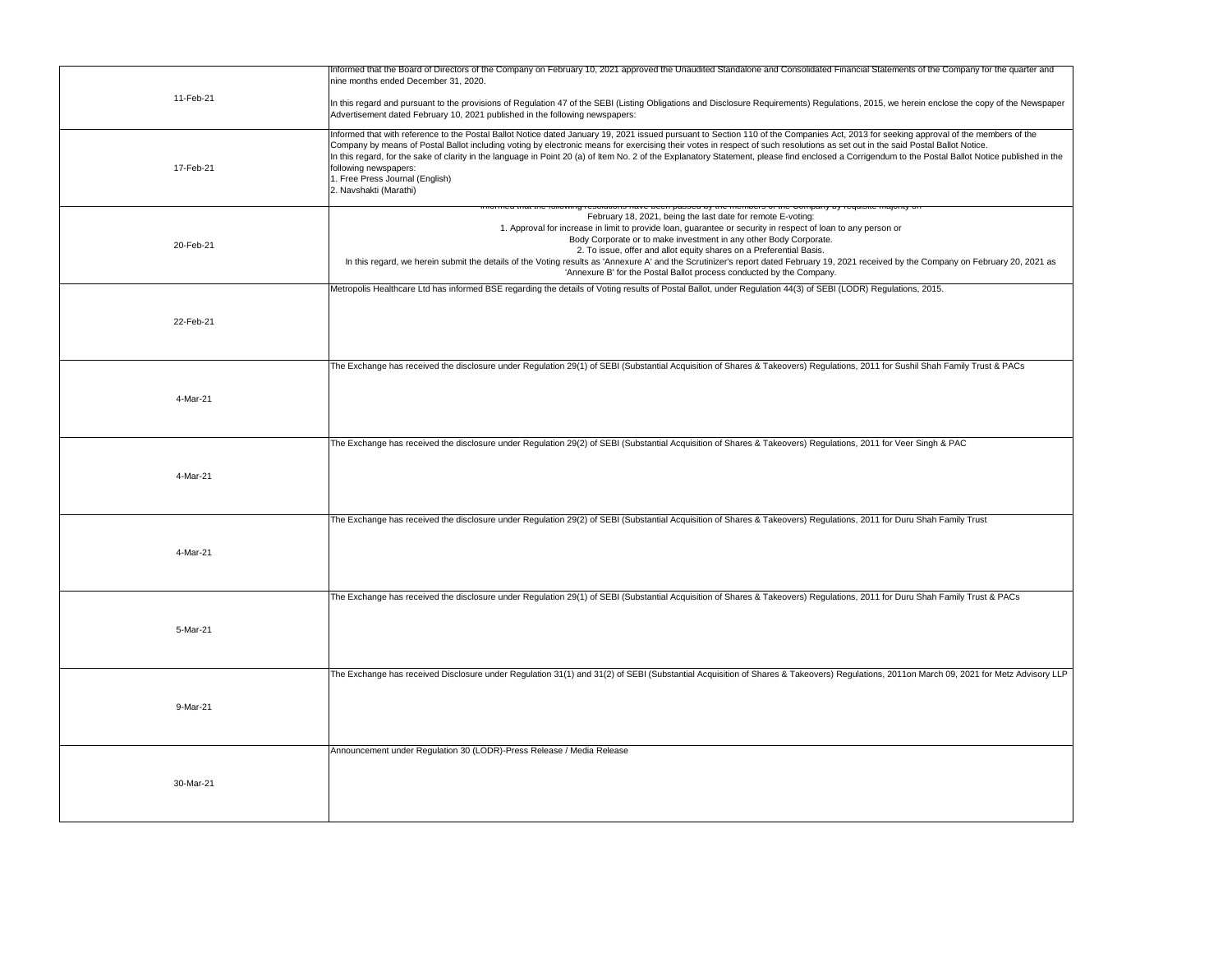| | |
|---|---|
| 11-Feb-21 | Informed that the Board of Directors of the Company on February 10, 2021 approved the Unaudited Standalone and Consolidated Financial Statements of the Company for the quarter and nine months ended December 31, 2020.<br><br>In this regard and pursuant to the provisions of Regulation 47 of the SEBI (Listing Obligations and Disclosure Requirements) Regulations, 2015, we herein enclose the copy of the Newspaper Advertisement dated February 10, 2021 published in the following newspapers: |
| 17-Feb-21 | Informed that with reference to the Postal Ballot Notice dated January 19, 2021 issued pursuant to Section 110 of the Companies Act, 2013 for seeking approval of the members of the Company by means of Postal Ballot including voting by electronic means for exercising their votes in respect of such resolutions as set out in the said Postal Ballot Notice.<br>In this regard, for the sake of clarity in the language in Point 20 (a) of Item No. 2 of the Explanatory Statement, please find enclosed a Corrigendum to the Postal Ballot Notice published in the following newspapers:<br>1. Free Press Journal (English)<br>2. Navshakti (Marathi) |
| 20-Feb-21 | Informed that the following resolutions have been passed by the members of the Company by requisite majority on February 18, 2021, being the last date for remote E-voting:<br>1. Approval for increase in limit to provide loan, guarantee or security in respect of loan to any person or Body Corporate or to make investment in any other Body Corporate.<br>2. To issue, offer and allot equity shares on a Preferential Basis.<br>In this regard, we herein submit the details of the Voting results as 'Annexure A' and the Scrutinizer's report dated February 19, 2021 received by the Company on February 20, 2021 as 'Annexure B' for the Postal Ballot process conducted by the Company. |
| 22-Feb-21 | Metropolis Healthcare Ltd has informed BSE regarding the details of Voting results of Postal Ballot, under Regulation 44(3) of SEBI (LODR) Regulations, 2015. |
| 4-Mar-21 | The Exchange has received the disclosure under Regulation 29(1) of SEBI (Substantial Acquisition of Shares & Takeovers) Regulations, 2011 for Sushil Shah Family Trust & PACs |
| 4-Mar-21 | The Exchange has received the disclosure under Regulation 29(2) of SEBI (Substantial Acquisition of Shares & Takeovers) Regulations, 2011 for Veer Singh & PAC |
| 4-Mar-21 | The Exchange has received the disclosure under Regulation 29(2) of SEBI (Substantial Acquisition of Shares & Takeovers) Regulations, 2011 for Duru Shah Family Trust |
| 5-Mar-21 | The Exchange has received the disclosure under Regulation 29(1) of SEBI (Substantial Acquisition of Shares & Takeovers) Regulations, 2011 for Duru Shah Family Trust & PACs |
| 9-Mar-21 | The Exchange has received Disclosure under Regulation 31(1) and 31(2) of SEBI (Substantial Acquisition of Shares & Takeovers) Regulations, 2011on March 09, 2021 for Metz Advisory LLP |
| 30-Mar-21 | Announcement under Regulation 30 (LODR)-Press Release / Media Release |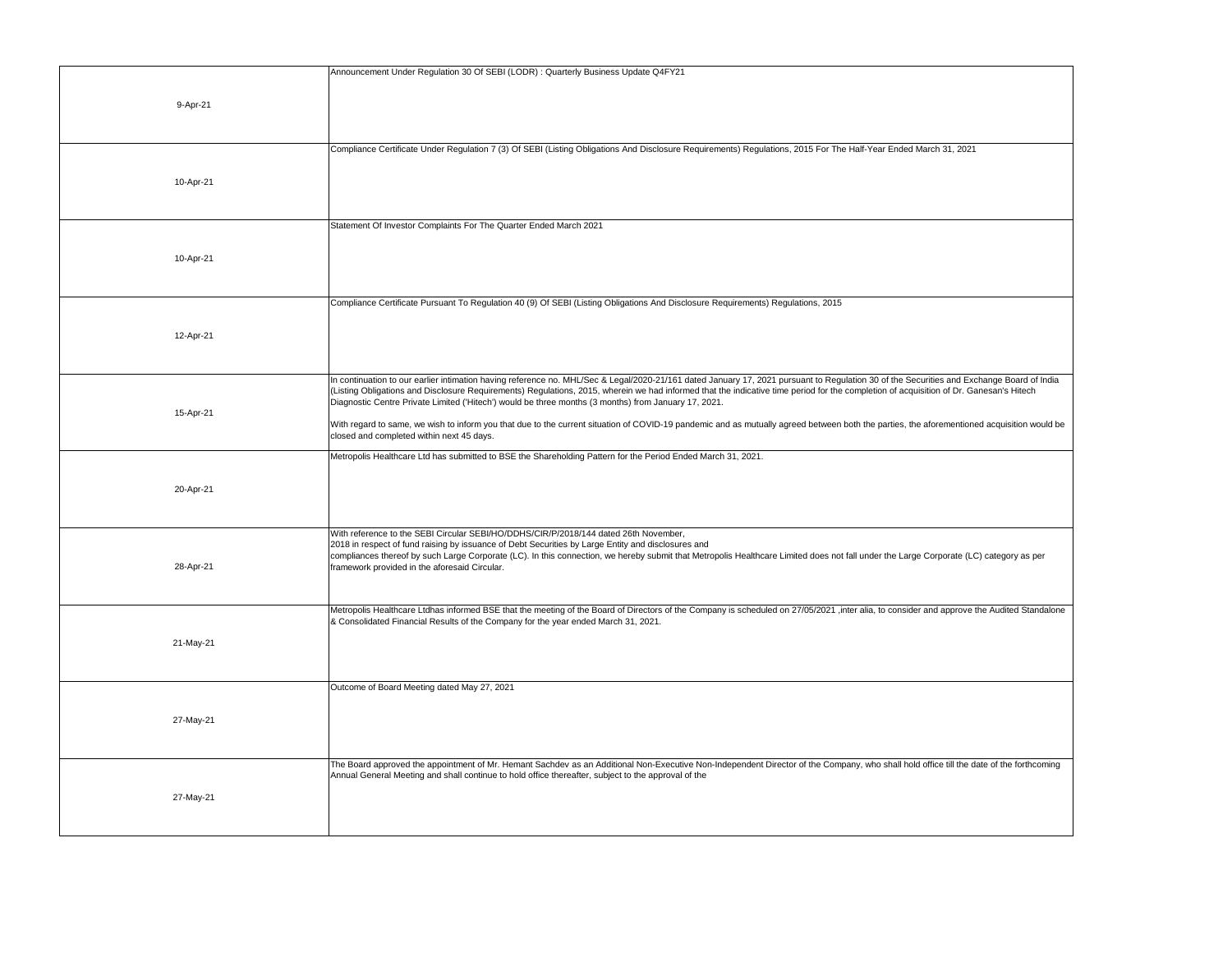| | |
|---|---|
| 9-Apr-21 | Announcement Under Regulation 30 Of SEBI (LODR) : Quarterly Business Update Q4FY21 |
| 10-Apr-21 | Compliance Certificate Under Regulation 7 (3) Of SEBI (Listing Obligations And Disclosure Requirements) Regulations, 2015 For The Half-Year Ended March 31, 2021 |
| 10-Apr-21 | Statement Of Investor Complaints For The Quarter Ended March 2021 |
| 12-Apr-21 | Compliance Certificate Pursuant To Regulation 40 (9) Of SEBI (Listing Obligations And Disclosure Requirements) Regulations, 2015 |
| 15-Apr-21 | In continuation to our earlier intimation having reference no. MHL/Sec & Legal/2020-21/161 dated January 17, 2021 pursuant to Regulation 30 of the Securities and Exchange Board of India (Listing Obligations and Disclosure Requirements) Regulations, 2015, wherein we had informed that the indicative time period for the completion of acquisition of Dr. Ganesan's Hitech Diagnostic Centre Private Limited ('Hitech') would be three months (3 months) from January 17, 2021.<br><br>With regard to same, we wish to inform you that due to the current situation of COVID-19 pandemic and as mutually agreed between both the parties, the aforementioned acquisition would be closed and completed within next 45 days. |
| 20-Apr-21 | Metropolis Healthcare Ltd has submitted to BSE the Shareholding Pattern for the Period Ended March 31, 2021. |
| 28-Apr-21 | With reference to the SEBI Circular SEBI/HO/DDHS/CIR/P/2018/144 dated 26th November, 2018 in respect of fund raising by issuance of Debt Securities by Large Entity and disclosures and compliances thereof by such Large Corporate (LC). In this connection, we hereby submit that Metropolis Healthcare Limited does not fall under the Large Corporate (LC) category as per framework provided in the aforesaid Circular. |
| 21-May-21 | Metropolis Healthcare Ltdhas informed BSE that the meeting of the Board of Directors of the Company is scheduled on 27/05/2021 ,inter alia, to consider and approve the Audited Standalone & Consolidated Financial Results of the Company for the year ended March 31, 2021. |
| 27-May-21 | Outcome of Board Meeting dated May 27, 2021 |
| 27-May-21 | The Board approved the appointment of Mr. Hemant Sachdev as an Additional Non-Executive Non-Independent Director of the Company, who shall hold office till the date of the forthcoming Annual General Meeting and shall continue to hold office thereafter, subject to the approval of the |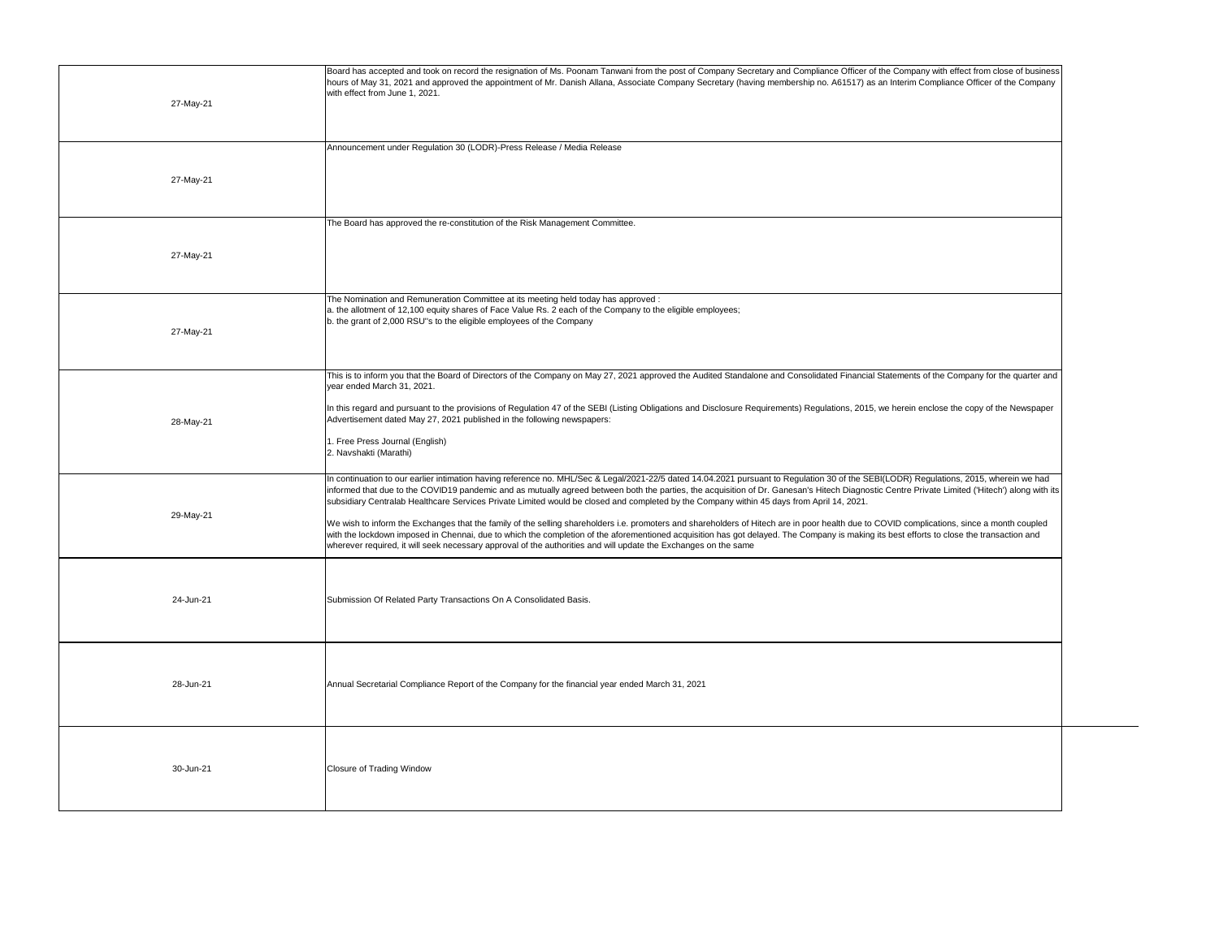| | |
|---|---|
| 27-May-21 | Board has accepted and took on record the resignation of Ms. Poonam Tanwani from the post of Company Secretary and Compliance Officer of the Company with effect from close of business hours of May 31, 2021 and approved the appointment of Mr. Danish Allana, Associate Company Secretary (having membership no. A61517) as an Interim Compliance Officer of the Company with effect from June 1, 2021. |
| 27-May-21 | Announcement under Regulation 30 (LODR)-Press Release / Media Release |
| 27-May-21 | The Board has approved the re-constitution of the Risk Management Committee. |
| 27-May-21 | The Nomination and Remuneration Committee at its meeting held today has approved :<br>a. the allotment of 12,100 equity shares of Face Value Rs. 2 each of the Company to the eligible employees;<br>b. the grant of 2,000 RSU"s to the eligible employees of the Company |
| 28-May-21 | This is to inform you that the Board of Directors of the Company on May 27, 2021 approved the Audited Standalone and Consolidated Financial Statements of the Company for the quarter and year ended March 31, 2021.<br><br>In this regard and pursuant to the provisions of Regulation 47 of the SEBI (Listing Obligations and Disclosure Requirements) Regulations, 2015, we herein enclose the copy of the Newspaper Advertisement dated May 27, 2021 published in the following newspapers:<br><br>1. Free Press Journal (English)<br>2. Navshakti (Marathi) |
| 29-May-21 | In continuation to our earlier intimation having reference no. MHL/Sec & Legal/2021-22/5 dated 14.04.2021 pursuant to Regulation 30 of the SEBI(LODR) Regulations, 2015, wherein we had informed that due to the COVID19 pandemic and as mutually agreed between both the parties, the acquisition of Dr. Ganesan's Hitech Diagnostic Centre Private Limited ('Hitech') along with its subsidiary Centralab Healthcare Services Private Limited would be closed and completed by the Company within 45 days from April 14, 2021.<br><br>We wish to inform the Exchanges that the family of the selling shareholders i.e. promoters and shareholders of Hitech are in poor health due to COVID complications, since a month coupled with the lockdown imposed in Chennai, due to which the completion of the aforementioned acquisition has got delayed. The Company is making its best efforts to close the transaction and wherever required, it will seek necessary approval of the authorities and will update the Exchanges on the same |
| 24-Jun-21 | Submission Of Related Party Transactions On A Consolidated Basis. |
| 28-Jun-21 | Annual Secretarial Compliance Report of the Company for the financial year ended March 31, 2021 |
| 30-Jun-21 | Closure of Trading Window |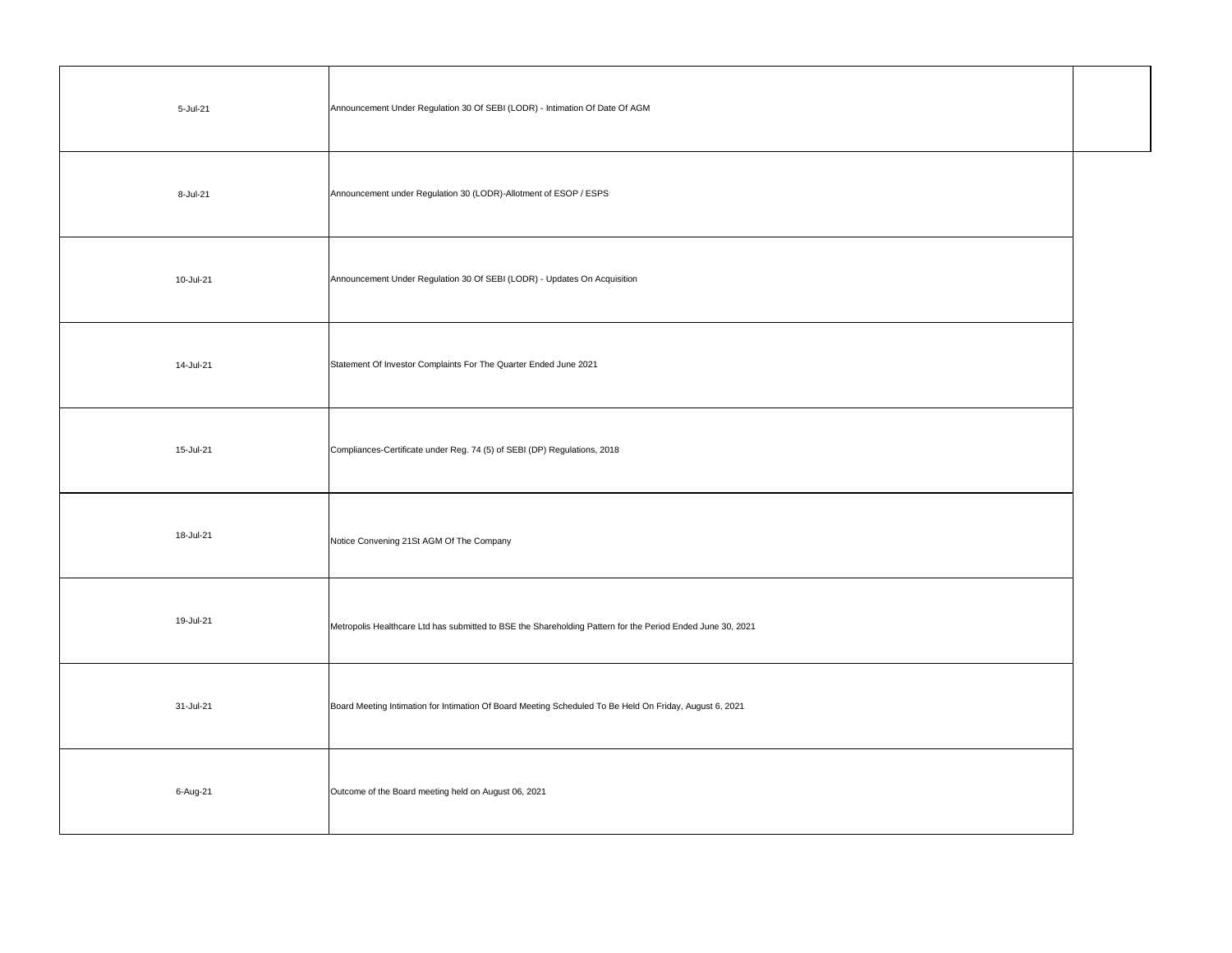| | |
|---|---|
| 5-Jul-21 | Announcement Under Regulation 30 Of SEBI (LODR) - Intimation Of Date Of AGM |
| 8-Jul-21 | Announcement under Regulation 30 (LODR)-Allotment of ESOP / ESPS |
| 10-Jul-21 | Announcement Under Regulation 30 Of SEBI (LODR) - Updates On Acquisition |
| 14-Jul-21 | Statement Of Investor Complaints For The Quarter Ended June 2021 |
| 15-Jul-21 | Compliances-Certificate under Reg. 74 (5) of SEBI (DP) Regulations, 2018 |
| 18-Jul-21 | Notice Convening 21St AGM Of The Company |
| 19-Jul-21 | Metropolis Healthcare Ltd has submitted to BSE the Shareholding Pattern for the Period Ended June 30, 2021 |
| 31-Jul-21 | Board Meeting Intimation for Intimation Of Board Meeting Scheduled To Be Held On Friday, August 6, 2021 |
| 6-Aug-21 | Outcome of the Board meeting held on August 06, 2021 |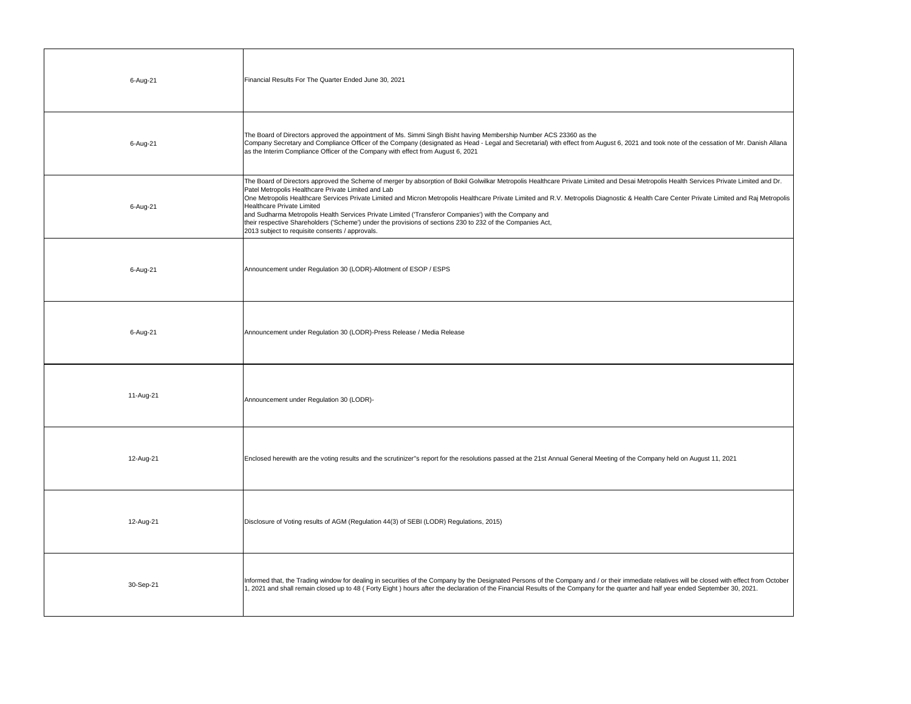| | |
|---|---|
| 6-Aug-21 | Financial Results For The Quarter Ended June 30, 2021 |
| 6-Aug-21 | The Board of Directors approved the appointment of Ms. Simmi Singh Bisht having Membership Number ACS 23360 as the Company Secretary and Compliance Officer of the Company (designated as Head - Legal and Secretarial) with effect from August 6, 2021 and took note of the cessation of Mr. Danish Allana as the Interim Compliance Officer of the Company with effect from August 6, 2021 |
| 6-Aug-21 | The Board of Directors approved the Scheme of merger by absorption of Bokil Golwilkar Metropolis Healthcare Private Limited and Desai Metropolis Health Services Private Limited and Dr. Patel Metropolis Healthcare Private Limited and Lab One Metropolis Healthcare Services Private Limited and Micron Metropolis Healthcare Private Limited and R.V. Metropolis Diagnostic & Health Care Center Private Limited and Raj Metropolis Healthcare Private Limited and Sudharma Metropolis Health Services Private Limited ('Transferor Companies') with the Company and their respective Shareholders ('Scheme') under the provisions of sections 230 to 232 of the Companies Act, 2013 subject to requisite consents / approvals. |
| 6-Aug-21 | Announcement under Regulation 30 (LODR)-Allotment of ESOP / ESPS |
| 6-Aug-21 | Announcement under Regulation 30 (LODR)-Press Release / Media Release |
| 11-Aug-21 | Announcement under Regulation 30 (LODR)- |
| 12-Aug-21 | Enclosed herewith are the voting results and the scrutinizer"s report for the resolutions passed at the 21st Annual General Meeting of the Company held on August 11, 2021 |
| 12-Aug-21 | Disclosure of Voting results of AGM (Regulation 44(3) of SEBI (LODR) Regulations, 2015) |
| 30-Sep-21 | Informed that, the Trading window for dealing in securities of the Company by the Designated Persons of the Company and / or their immediate relatives will be closed with effect from October 1, 2021 and shall remain closed up to 48 ( Forty Eight ) hours after the declaration of the Financial Results of the Company for the quarter and half year ended September 30, 2021. |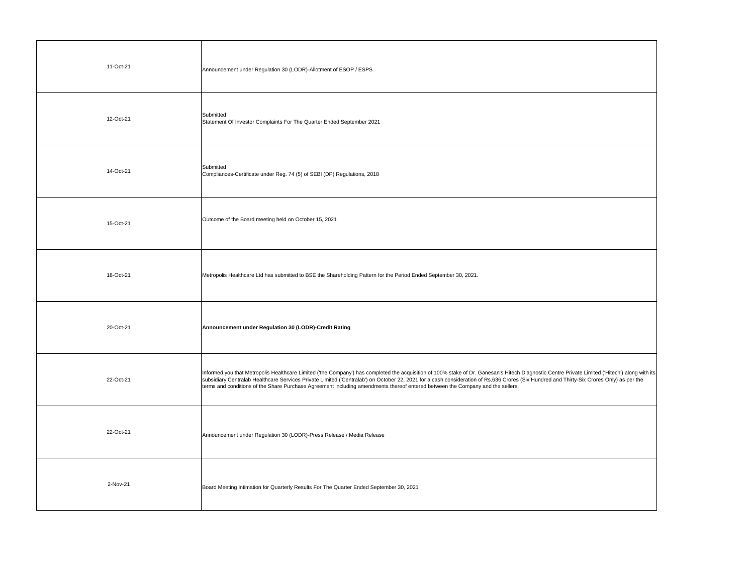| | |
|---|---|
| 11-Oct-21 | Announcement under Regulation 30 (LODR)-Allotment of ESOP / ESPS |
| 12-Oct-21 | Submitted<br>Statement Of Investor Complaints For The Quarter Ended September 2021 |
| 14-Oct-21 | Submitted<br>Compliances-Certificate under Reg. 74 (5) of SEBI (DP) Regulations, 2018 |
| 15-Oct-21 | Outcome of the Board meeting held on October 15, 2021 |
| 18-Oct-21 | Metropolis Healthcare Ltd has submitted to BSE the Shareholding Pattern for the Period Ended September 30, 2021. |
| 20-Oct-21 | **Announcement under Regulation 30 (LODR)-Credit Rating** |
| 22-Oct-21 | Informed you that Metropolis Healthcare Limited ('the Company') has completed the acquisition of 100% stake of Dr. Ganesan's Hitech Diagnostic Centre Private Limited ('Hitech') along with its subsidiary Centralab Healthcare Services Private Limited ('Centralab') on October 22, 2021 for a cash consideration of Rs.636 Crores (Six Hundred and Thirty-Six Crores Only) as per the terms and conditions of the Share Purchase Agreement including amendments thereof entered between the Company and the sellers. |
| 22-Oct-21 | Announcement under Regulation 30 (LODR)-Press Release / Media Release |
| 2-Nov-21 | Board Meeting Intimation for Quarterly Results For The Quarter Ended September 30, 2021 |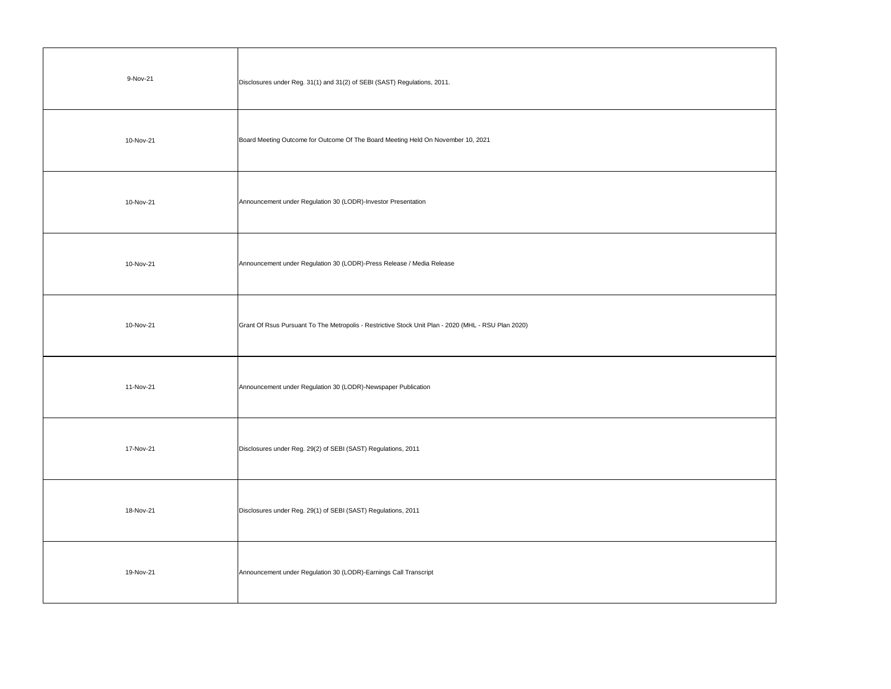| | |
|---|---|
| 9-Nov-21 | Disclosures under Reg. 31(1) and 31(2) of SEBI (SAST) Regulations, 2011. |
| 10-Nov-21 | Board Meeting Outcome for Outcome Of The Board Meeting Held On November 10, 2021 |
| 10-Nov-21 | Announcement under Regulation 30 (LODR)-Investor Presentation |
| 10-Nov-21 | Announcement under Regulation 30 (LODR)-Press Release / Media Release |
| 10-Nov-21 | Grant Of Rsus Pursuant To The Metropolis - Restrictive Stock Unit Plan - 2020 (MHL - RSU Plan 2020) |
| 11-Nov-21 | Announcement under Regulation 30 (LODR)-Newspaper Publication |
| 17-Nov-21 | Disclosures under Reg. 29(2) of SEBI (SAST) Regulations, 2011 |
| 18-Nov-21 | Disclosures under Reg. 29(1) of SEBI (SAST) Regulations, 2011 |
| 19-Nov-21 | Announcement under Regulation 30 (LODR)-Earnings Call Transcript |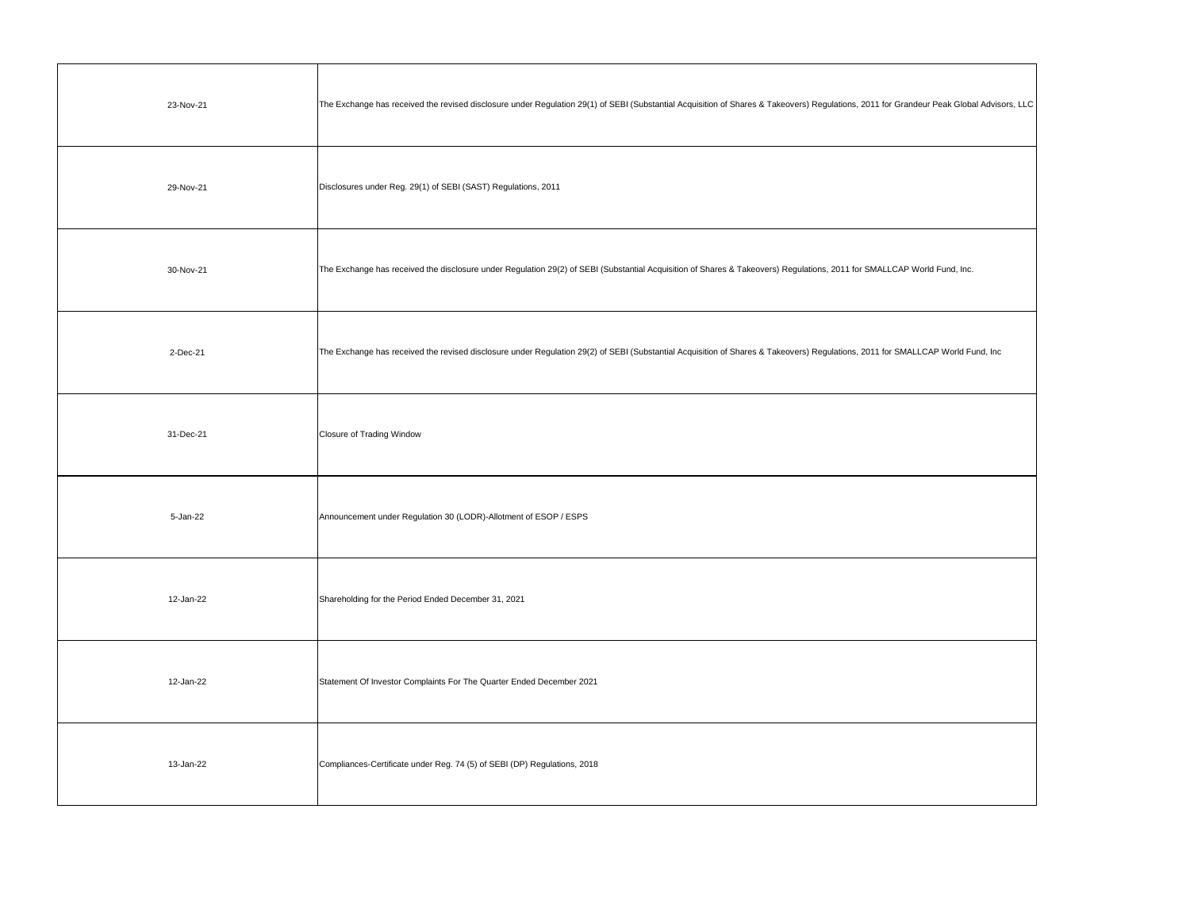| | |
|---|---|
| 23-Nov-21 | The Exchange has received the revised disclosure under Regulation 29(1) of SEBI (Substantial Acquisition of Shares & Takeovers) Regulations, 2011 for Grandeur Peak Global Advisors, LLC |
| 29-Nov-21 | Disclosures under Reg. 29(1) of SEBI (SAST) Regulations, 2011 |
| 30-Nov-21 | The Exchange has received the disclosure under Regulation 29(2) of SEBI (Substantial Acquisition of Shares & Takeovers) Regulations, 2011 for SMALLCAP World Fund, Inc. |
| 2-Dec-21 | The Exchange has received the revised disclosure under Regulation 29(2) of SEBI (Substantial Acquisition of Shares & Takeovers) Regulations, 2011 for SMALLCAP World Fund, Inc |
| 31-Dec-21 | Closure of Trading Window |
| 5-Jan-22 | Announcement under Regulation 30 (LODR)-Allotment of ESOP / ESPS |
| 12-Jan-22 | Shareholding for the Period Ended December 31, 2021 |
| 12-Jan-22 | Statement Of Investor Complaints For The Quarter Ended December 2021 |
| 13-Jan-22 | Compliances-Certificate under Reg. 74 (5) of SEBI (DP) Regulations, 2018 |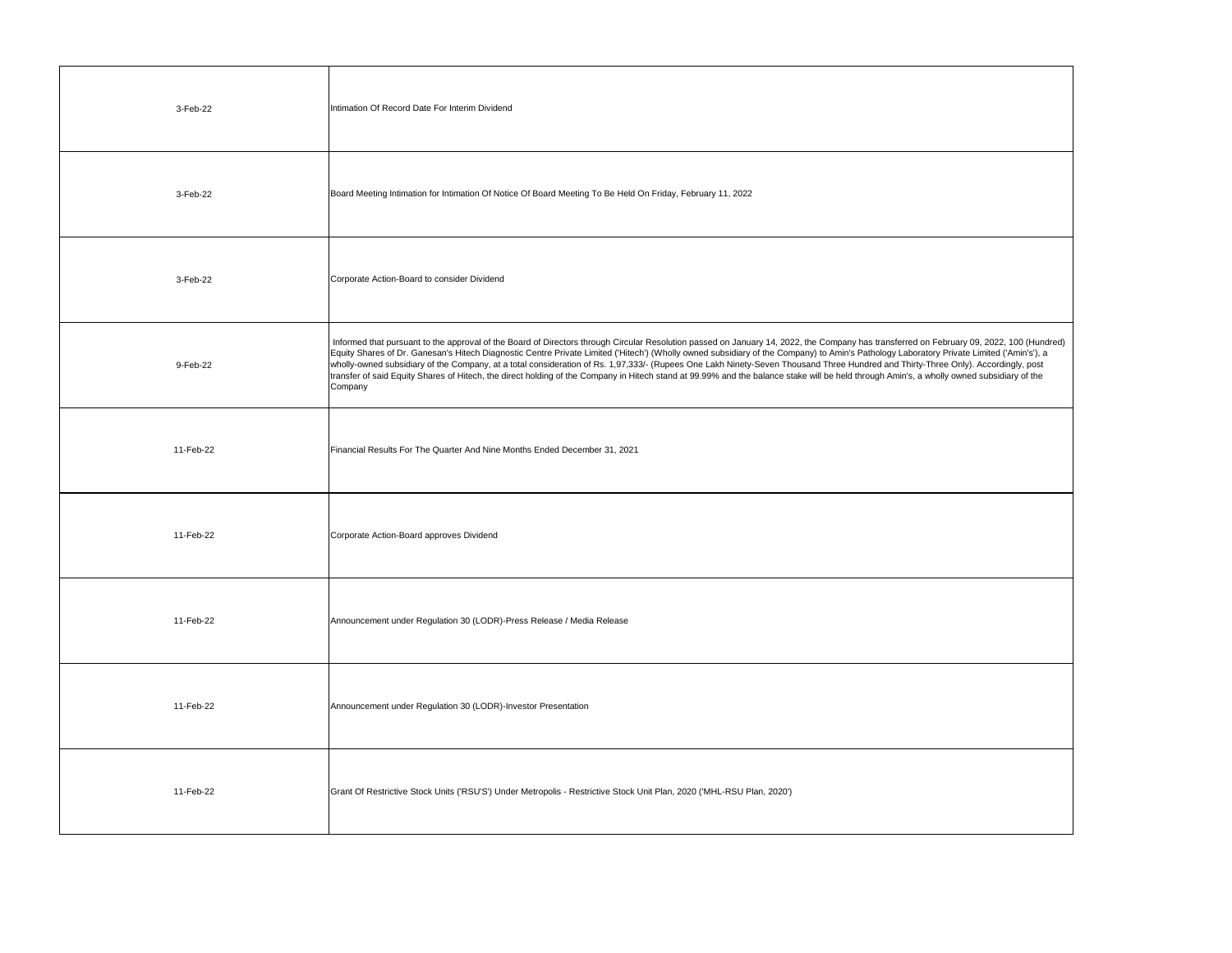| | |
|---|---|
| 3-Feb-22 | Intimation Of Record Date For Interim Dividend |
| 3-Feb-22 | Board Meeting Intimation for Intimation Of Notice Of Board Meeting To Be Held On Friday, February 11, 2022 |
| 3-Feb-22 | Corporate Action-Board to consider Dividend |
| 9-Feb-22 | Informed that pursuant to the approval of the Board of Directors through Circular Resolution passed on January 14, 2022, the Company has transferred on February 09, 2022, 100 (Hundred) Equity Shares of Dr. Ganesan's Hitech Diagnostic Centre Private Limited ('Hitech') (Wholly owned subsidiary of the Company) to Amin's Pathology Laboratory Private Limited ('Amin's'), a wholly-owned subsidiary of the Company, at a total consideration of Rs. 1,97,333/- (Rupees One Lakh Ninety-Seven Thousand Three Hundred and Thirty-Three Only). Accordingly, post transfer of said Equity Shares of Hitech, the direct holding of the Company in Hitech stand at 99.99% and the balance stake will be held through Amin's, a wholly owned subsidiary of the Company |
| 11-Feb-22 | Financial Results For The Quarter And Nine Months Ended December 31, 2021 |
| 11-Feb-22 | Corporate Action-Board approves Dividend |
| 11-Feb-22 | Announcement under Regulation 30 (LODR)-Press Release / Media Release |
| 11-Feb-22 | Announcement under Regulation 30 (LODR)-Investor Presentation |
| 11-Feb-22 | Grant Of Restrictive Stock Units ('RSU'S') Under Metropolis - Restrictive Stock Unit Plan, 2020 ('MHL-RSU Plan, 2020') |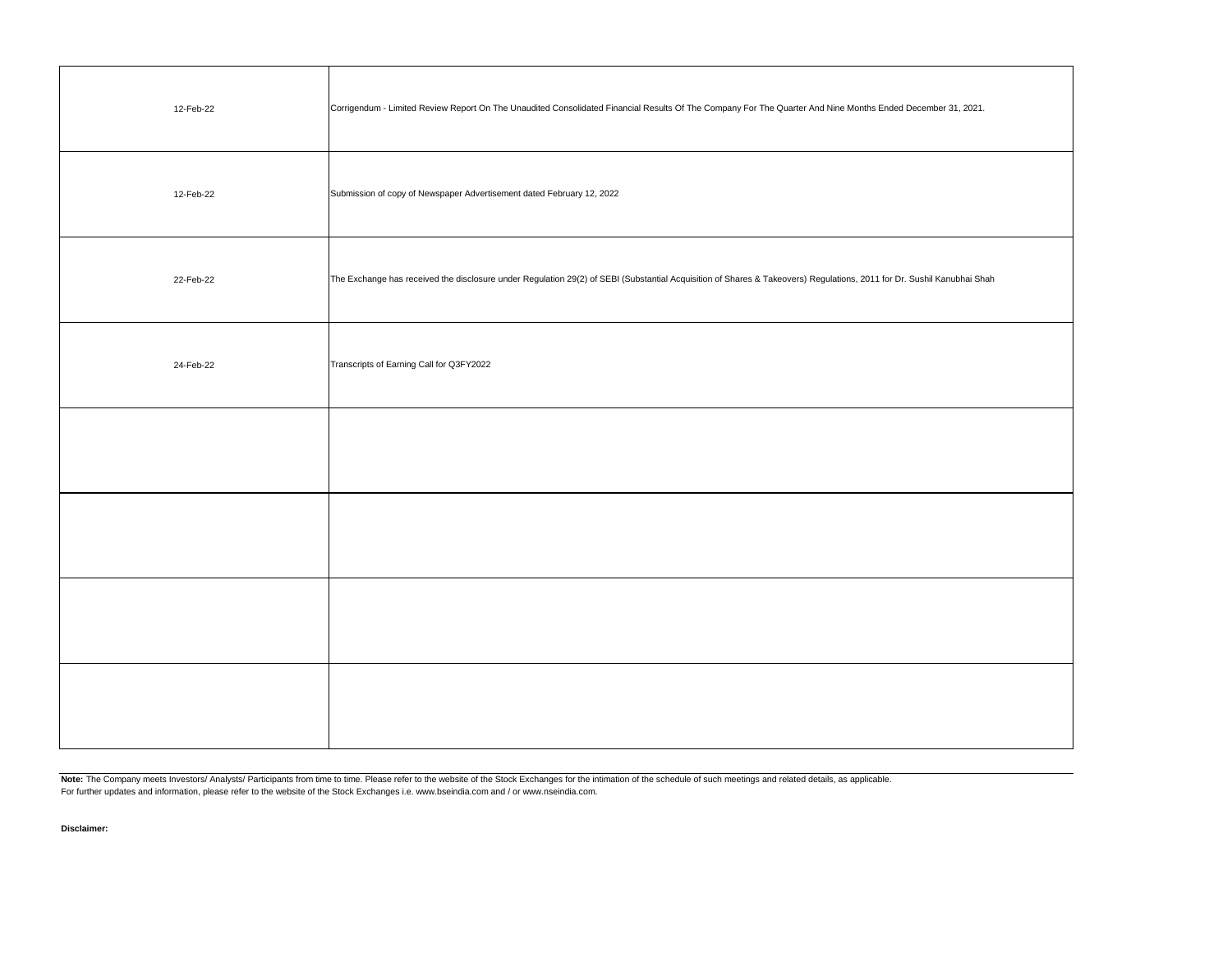|  |  |
|---|---|
| 12-Feb-22 | Corrigendum - Limited Review Report On The Unaudited Consolidated Financial Results Of The Company For The Quarter And Nine Months Ended December 31, 2021. |
| 12-Feb-22 | Submission of copy of Newspaper Advertisement dated February 12, 2022 |
| 22-Feb-22 | The Exchange has received the disclosure under Regulation 29(2) of SEBI (Substantial Acquisition of Shares & Takeovers) Regulations, 2011 for Dr. Sushil Kanubhai Shah |
| 24-Feb-22 | Transcripts of Earning Call for Q3FY2022 |
|  |  |
|  |  |
|  |  |
|  |  |

**Note:** The Company meets Investors/ Analysts/ Participants from time to time. Please refer to the website of the Stock Exchanges for the intimation of the schedule of such meetings and related details, as applicable.
For further updates and information, please refer to the website of the Stock Exchanges i.e. www.bseindia.com and / or www.nseindia.com.

**Disclaimer:**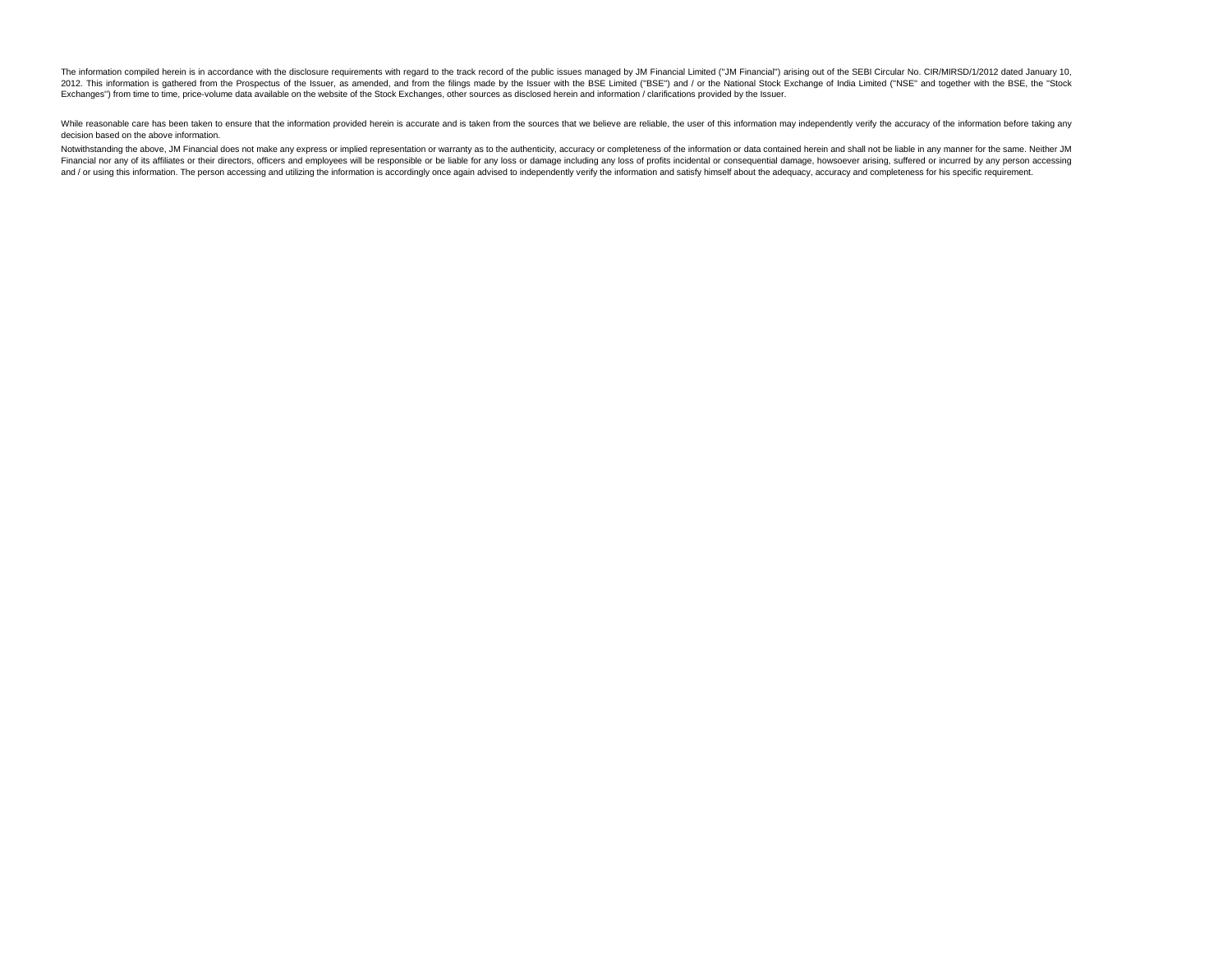The information compiled herein is in accordance with the disclosure requirements with regard to the track record of the public issues managed by JM Financial Limited ("JM Financial") arising out of the SEBI Circular No. CIR/MIRSD/1/2012 dated January 10, 2012. This information is gathered from the Prospectus of the Issuer, as amended, and from the filings made by the Issuer with the BSE Limited ("BSE") and / or the National Stock Exchange of India Limited ("NSE" and together with the BSE, the "Stock Exchanges") from time to time, price-volume data available on the website of the Stock Exchanges, other sources as disclosed herein and information / clarifications provided by the Issuer.

While reasonable care has been taken to ensure that the information provided herein is accurate and is taken from the sources that we believe are reliable, the user of this information may independently verify the accuracy of the information before taking any decision based on the above information.

Notwithstanding the above, JM Financial does not make any express or implied representation or warranty as to the authenticity, accuracy or completeness of the information or data contained herein and shall not be liable in any manner for the same. Neither JM Financial nor any of its affiliates or their directors, officers and employees will be responsible or be liable for any loss or damage including any loss of profits incidental or consequential damage, howsoever arising, suffered or incurred by any person accessing and / or using this information. The person accessing and utilizing the information is accordingly once again advised to independently verify the information and satisfy himself about the adequacy, accuracy and completeness for his specific requirement.